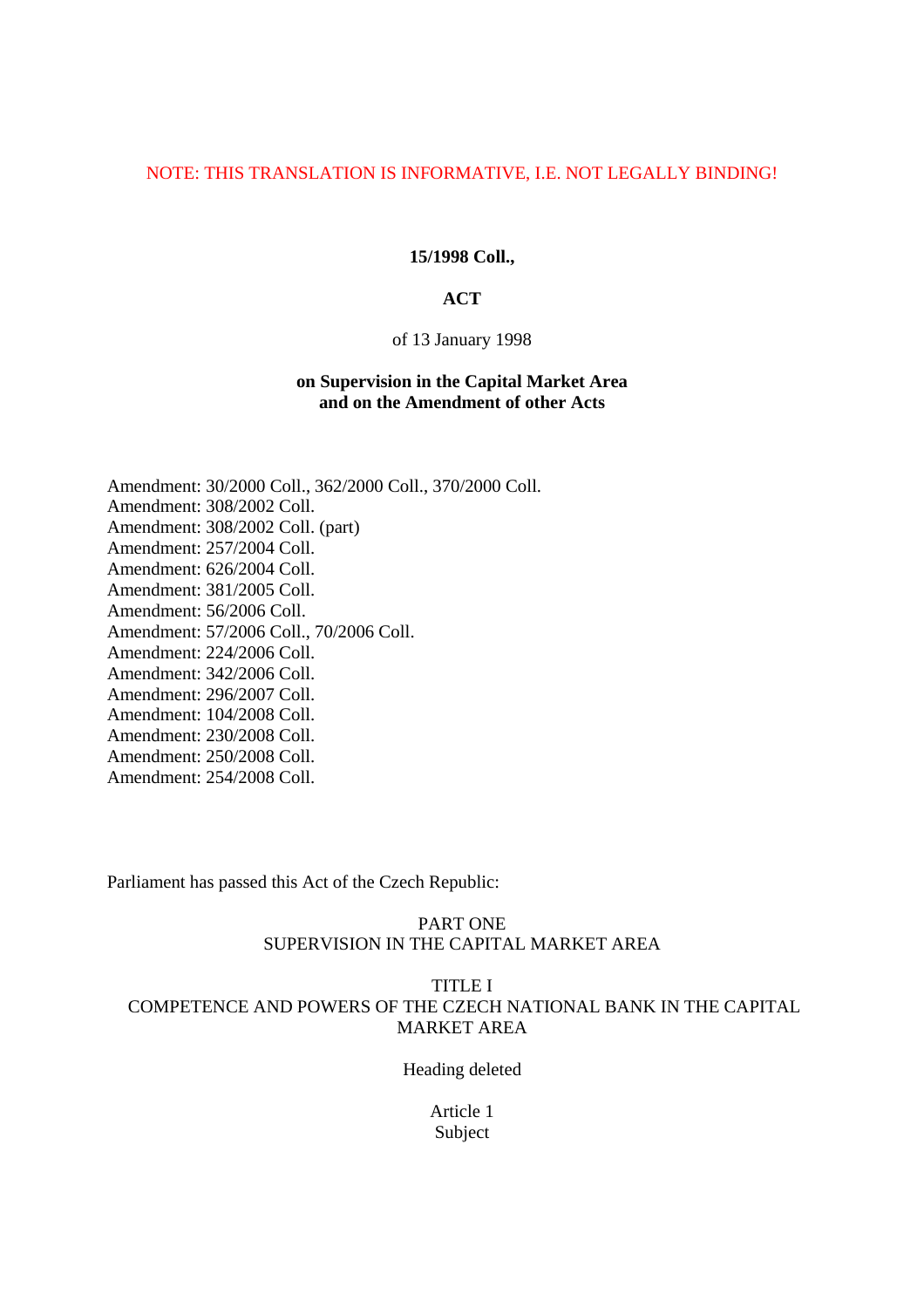NOTE: THIS TRANSLATION IS INFORMATIVE, I.E. NOT LEGALLY BINDING!

**15/1998 Coll.,**

# ACT

of 13 January 1998

**on Supervision in the Capital Market Area and on the Amendment of other Acts**

Amendment: 30/2000 Coll., 362/2000 Coll., 370/2000 Coll.
Amendment: 308/2002 Coll.
Amendment: 308/2002 Coll. (part)
Amendment: 257/2004 Coll.
Amendment: 626/2004 Coll.
Amendment: 381/2005 Coll.
Amendment: 56/2006 Coll.
Amendment: 57/2006 Coll., 70/2006 Coll.
Amendment: 224/2006 Coll.
Amendment: 342/2006 Coll.
Amendment: 296/2007 Coll.
Amendment: 104/2008 Coll.
Amendment: 230/2008 Coll.
Amendment: 250/2008 Coll.
Amendment: 254/2008 Coll.

Parliament has passed this Act of the Czech Republic:

## PART ONE
## SUPERVISION IN THE CAPITAL MARKET AREA

### TITLE I
### COMPETENCE AND POWERS OF THE CZECH NATIONAL BANK IN THE CAPITAL MARKET AREA

Heading deleted

#### Article 1
#### Subject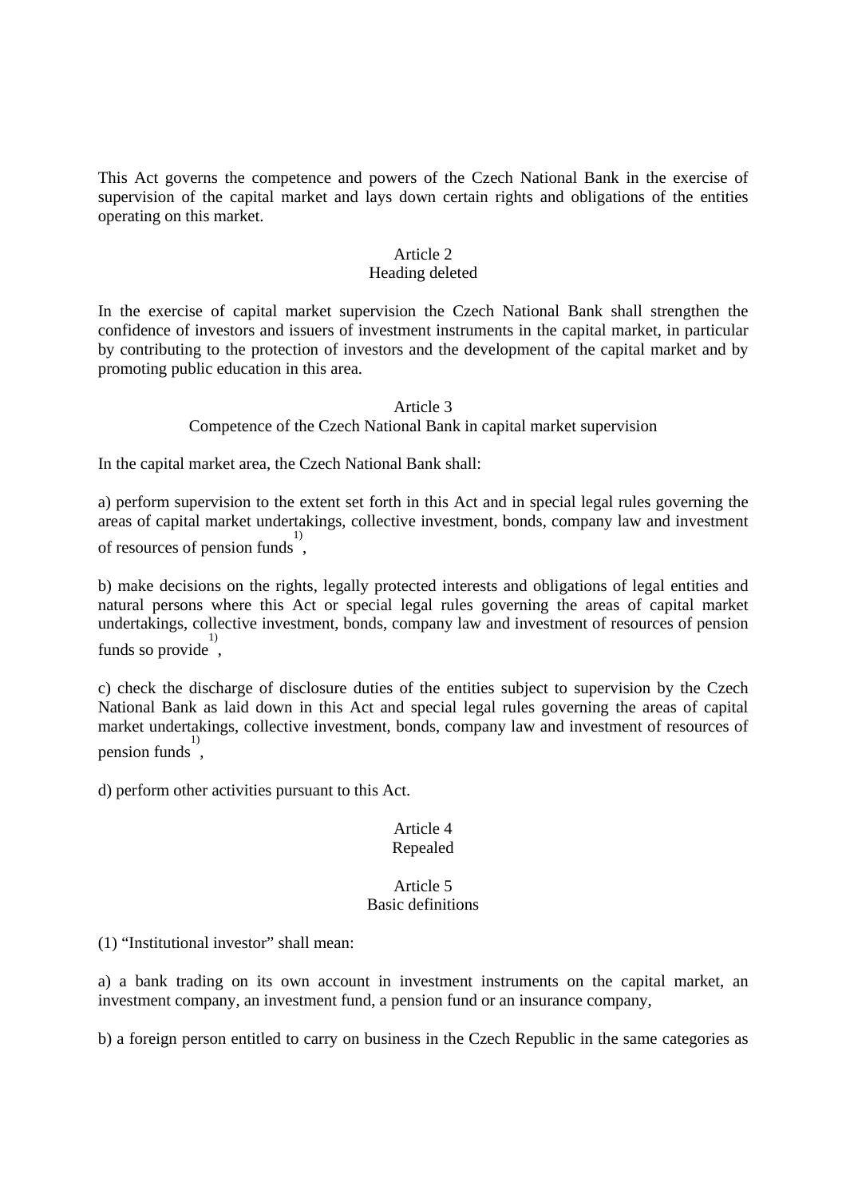This Act governs the competence and powers of the Czech National Bank in the exercise of supervision of the capital market and lays down certain rights and obligations of the entities operating on this market.

### Article 2
### Heading deleted

In the exercise of capital market supervision the Czech National Bank shall strengthen the confidence of investors and issuers of investment instruments in the capital market, in particular by contributing to the protection of investors and the development of the capital market and by promoting public education in this area.

### Article 3
### Competence of the Czech National Bank in capital market supervision

In the capital market area, the Czech National Bank shall:

a) perform supervision to the extent set forth in this Act and in special legal rules governing the areas of capital market undertakings, collective investment, bonds, company law and investment of resources of pension funds [1),]

b) make decisions on the rights, legally protected interests and obligations of legal entities and natural persons where this Act or special legal rules governing the areas of capital market undertakings, collective investment, bonds, company law and investment of resources of pension funds so provide [1),]

c) check the discharge of disclosure duties of the entities subject to supervision by the Czech National Bank as laid down in this Act and special legal rules governing the areas of capital market undertakings, collective investment, bonds, company law and investment of resources of pension funds [1),]

d) perform other activities pursuant to this Act.

### Article 4
### Repealed

### Article 5
### Basic definitions

(1) “Institutional investor” shall mean:

a) a bank trading on its own account in investment instruments on the capital market, an investment company, an investment fund, a pension fund or an insurance company,

b) a foreign person entitled to carry on business in the Czech Republic in the same categories as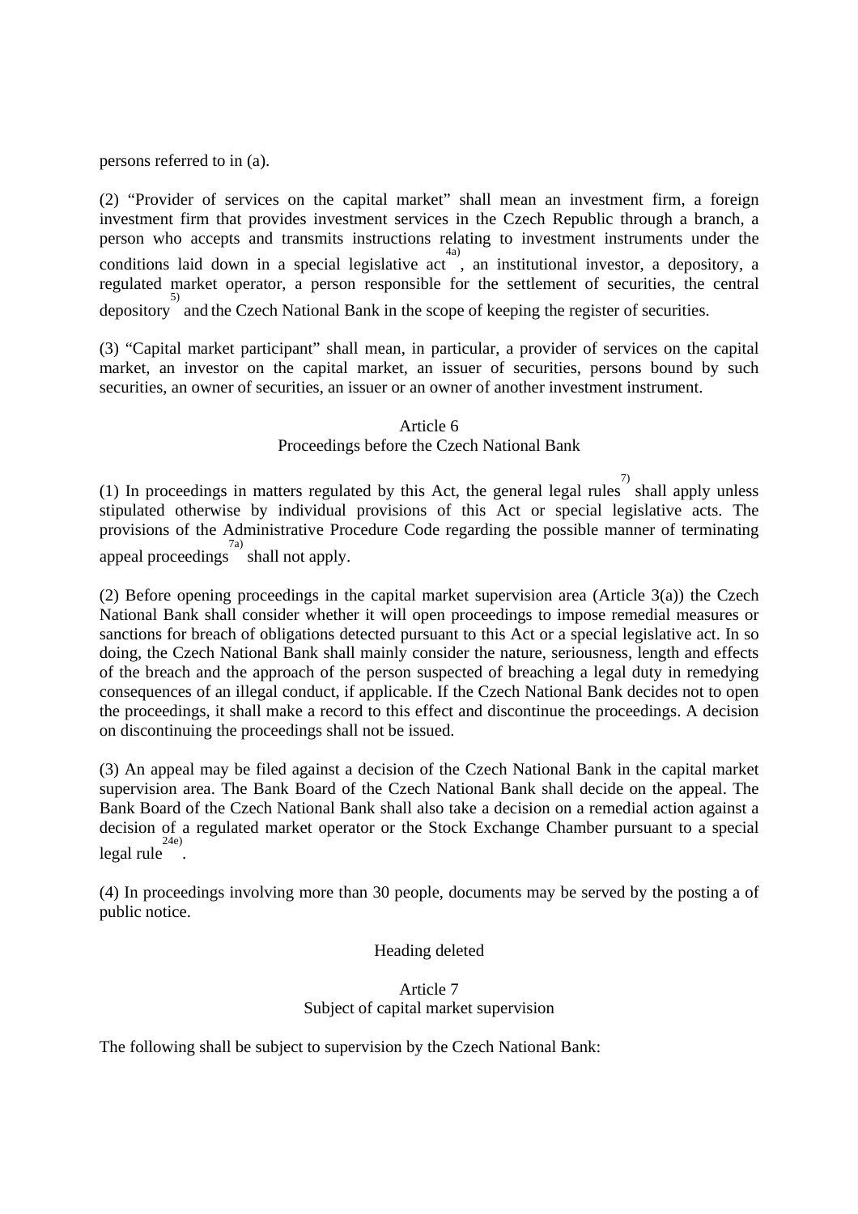persons referred to in (a).

(2) “Provider of services on the capital market” shall mean an investment firm, a foreign investment firm that provides investment services in the Czech Republic through a branch, a person who accepts and transmits instructions relating to investment instruments under the conditions laid down in a special legislative act [4a], an institutional investor, a depository, a regulated market operator, a person responsible for the settlement of securities, the central depository [5] and the Czech National Bank in the scope of keeping the register of securities.

(3) “Capital market participant” shall mean, in particular, a provider of services on the capital market, an investor on the capital market, an issuer of securities, persons bound by such securities, an owner of securities, an issuer or an owner of another investment instrument.

Article 6
Proceedings before the Czech National Bank

(1) In proceedings in matters regulated by this Act, the general legal rules [7] shall apply unless stipulated otherwise by individual provisions of this Act or special legislative acts. The provisions of the Administrative Procedure Code regarding the possible manner of terminating appeal proceedings [7a] shall not apply.

(2) Before opening proceedings in the capital market supervision area (Article 3(a)) the Czech National Bank shall consider whether it will open proceedings to impose remedial measures or sanctions for breach of obligations detected pursuant to this Act or a special legislative act. In so doing, the Czech National Bank shall mainly consider the nature, seriousness, length and effects of the breach and the approach of the person suspected of breaching a legal duty in remedying consequences of an illegal conduct, if applicable. If the Czech National Bank decides not to open the proceedings, it shall make a record to this effect and discontinue the proceedings. A decision on discontinuing the proceedings shall not be issued.

(3) An appeal may be filed against a decision of the Czech National Bank in the capital market supervision area. The Bank Board of the Czech National Bank shall decide on the appeal. The Bank Board of the Czech National Bank shall also take a decision on a remedial action against a decision of a regulated market operator or the Stock Exchange Chamber pursuant to a special legal rule [24e].

(4) In proceedings involving more than 30 people, documents may be served by the posting a of public notice.

Heading deleted

Article 7
Subject of capital market supervision

The following shall be subject to supervision by the Czech National Bank: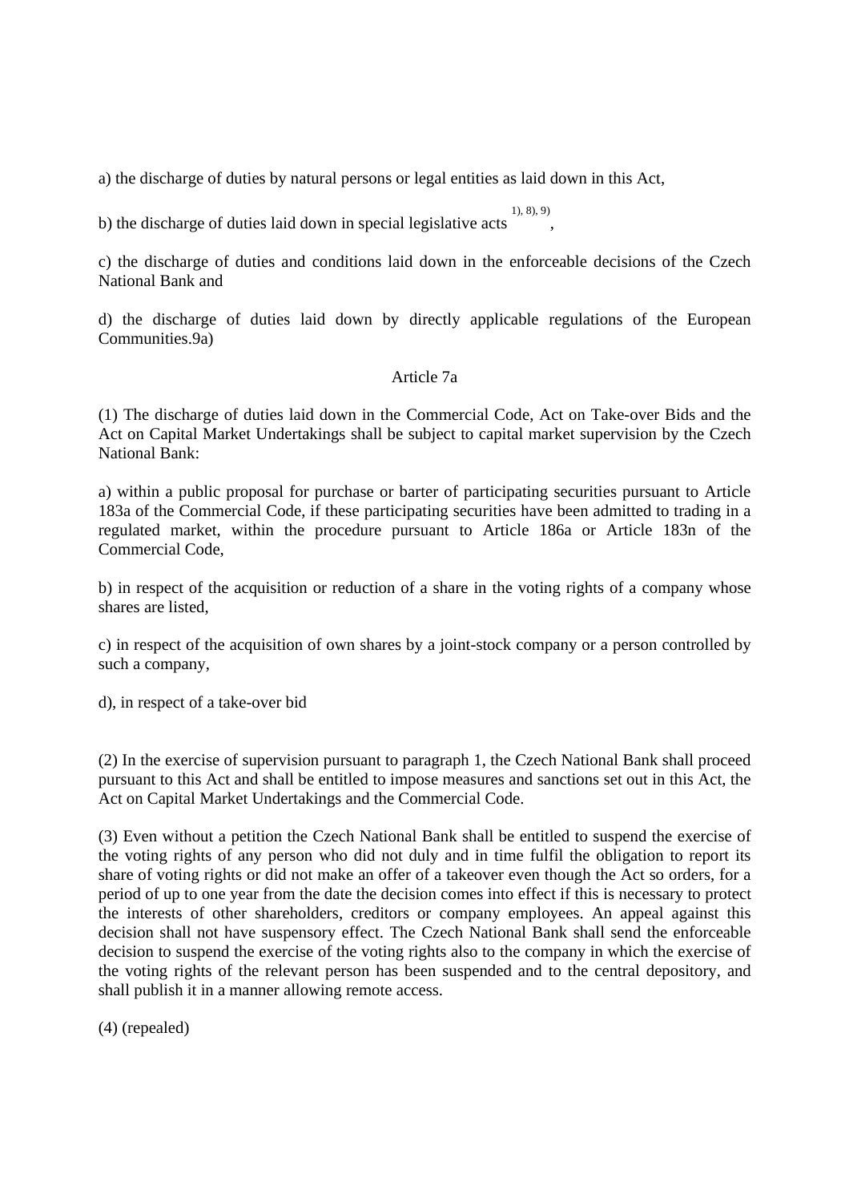a) the discharge of duties by natural persons or legal entities as laid down in this Act,

b) the discharge of duties laid down in special legislative acts [1), 8), 9)],

c) the discharge of duties and conditions laid down in the enforceable decisions of the Czech National Bank and

d) the discharge of duties laid down by directly applicable regulations of the European Communities.9a)

## Article 7a

(1) The discharge of duties laid down in the Commercial Code, Act on Take-over Bids and the Act on Capital Market Undertakings shall be subject to capital market supervision by the Czech National Bank:

a) within a public proposal for purchase or barter of participating securities pursuant to Article 183a of the Commercial Code, if these participating securities have been admitted to trading in a regulated market, within the procedure pursuant to Article 186a or Article 183n of the Commercial Code,

b) in respect of the acquisition or reduction of a share in the voting rights of a company whose shares are listed,

c) in respect of the acquisition of own shares by a joint-stock company or a person controlled by such a company,

d), in respect of a take-over bid

(2) In the exercise of supervision pursuant to paragraph 1, the Czech National Bank shall proceed pursuant to this Act and shall be entitled to impose measures and sanctions set out in this Act, the Act on Capital Market Undertakings and the Commercial Code.

(3) Even without a petition the Czech National Bank shall be entitled to suspend the exercise of the voting rights of any person who did not duly and in time fulfil the obligation to report its share of voting rights or did not make an offer of a takeover even though the Act so orders, for a period of up to one year from the date the decision comes into effect if this is necessary to protect the interests of other shareholders, creditors or company employees. An appeal against this decision shall not have suspensory effect. The Czech National Bank shall send the enforceable decision to suspend the exercise of the voting rights also to the company in which the exercise of the voting rights of the relevant person has been suspended and to the central depository, and shall publish it in a manner allowing remote access.

(4) (repealed)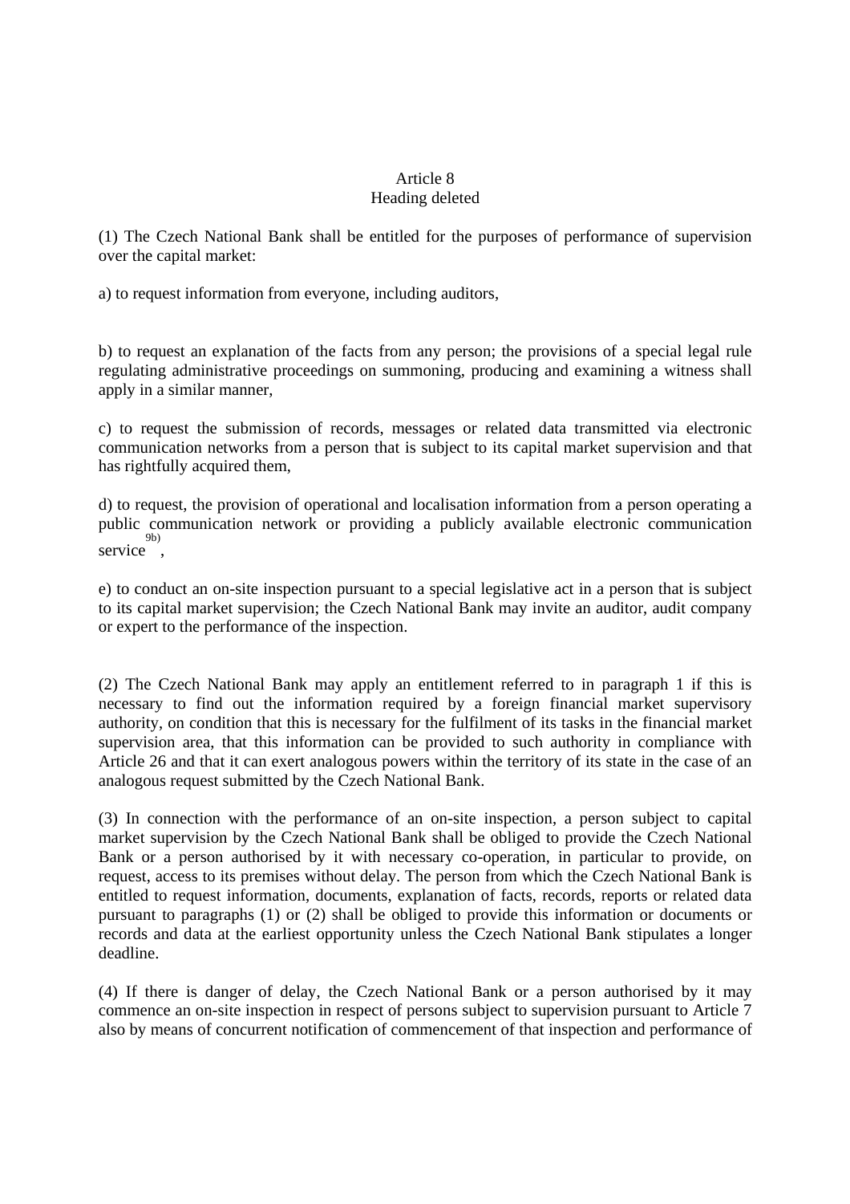## Article 8
### Heading deleted

(1) The Czech National Bank shall be entitled for the purposes of performance of supervision over the capital market:

a) to request information from everyone, including auditors,

b) to request an explanation of the facts from any person; the provisions of a special legal rule regulating administrative proceedings on summoning, producing and examining a witness shall apply in a similar manner,

c) to request the submission of records, messages or related data transmitted via electronic communication networks from a person that is subject to its capital market supervision and that has rightfully acquired them,

d) to request, the provision of operational and localisation information from a person operating a public communication network or providing a publicly available electronic communication service[9b),]

e) to conduct an on-site inspection pursuant to a special legislative act in a person that is subject to its capital market supervision; the Czech National Bank may invite an auditor, audit company or expert to the performance of the inspection.

(2) The Czech National Bank may apply an entitlement referred to in paragraph 1 if this is necessary to find out the information required by a foreign financial market supervisory authority, on condition that this is necessary for the fulfilment of its tasks in the financial market supervision area, that this information can be provided to such authority in compliance with Article 26 and that it can exert analogous powers within the territory of its state in the case of an analogous request submitted by the Czech National Bank.

(3) In connection with the performance of an on-site inspection, a person subject to capital market supervision by the Czech National Bank shall be obliged to provide the Czech National Bank or a person authorised by it with necessary co-operation, in particular to provide, on request, access to its premises without delay. The person from which the Czech National Bank is entitled to request information, documents, explanation of facts, records, reports or related data pursuant to paragraphs (1) or (2) shall be obliged to provide this information or documents or records and data at the earliest opportunity unless the Czech National Bank stipulates a longer deadline.

(4) If there is danger of delay, the Czech National Bank or a person authorised by it may commence an on-site inspection in respect of persons subject to supervision pursuant to Article 7 also by means of concurrent notification of commencement of that inspection and performance of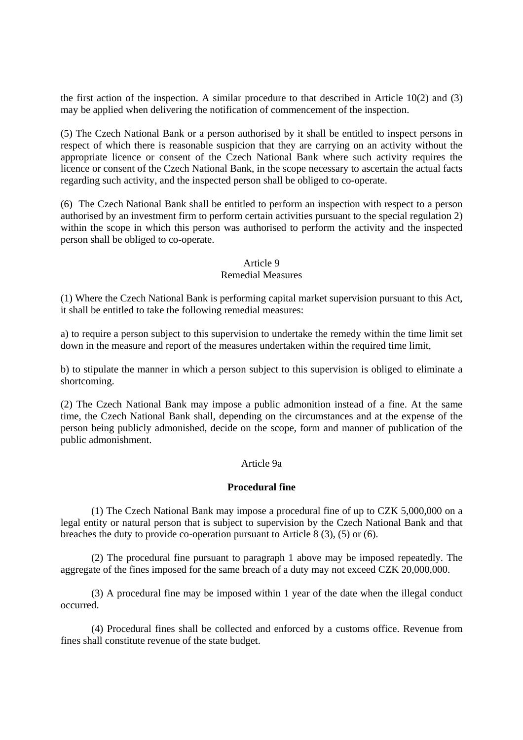the first action of the inspection. A similar procedure to that described in Article 10(2) and (3) may be applied when delivering the notification of commencement of the inspection.

(5) The Czech National Bank or a person authorised by it shall be entitled to inspect persons in respect of which there is reasonable suspicion that they are carrying on an activity without the appropriate licence or consent of the Czech National Bank where such activity requires the licence or consent of the Czech National Bank, in the scope necessary to ascertain the actual facts regarding such activity, and the inspected person shall be obliged to co-operate.

(6) The Czech National Bank shall be entitled to perform an inspection with respect to a person authorised by an investment firm to perform certain activities pursuant to the special regulation 2) within the scope in which this person was authorised to perform the activity and the inspected person shall be obliged to co-operate.

Article 9
Remedial Measures

(1) Where the Czech National Bank is performing capital market supervision pursuant to this Act, it shall be entitled to take the following remedial measures:

a) to require a person subject to this supervision to undertake the remedy within the time limit set down in the measure and report of the measures undertaken within the required time limit,

b) to stipulate the manner in which a person subject to this supervision is obliged to eliminate a shortcoming.

(2) The Czech National Bank may impose a public admonition instead of a fine. At the same time, the Czech National Bank shall, depending on the circumstances and at the expense of the person being publicly admonished, decide on the scope, form and manner of publication of the public admonishment.

Article 9a

**Procedural fine**

(1) The Czech National Bank may impose a procedural fine of up to CZK 5,000,000 on a legal entity or natural person that is subject to supervision by the Czech National Bank and that breaches the duty to provide co-operation pursuant to Article 8 (3), (5) or (6).

(2) The procedural fine pursuant to paragraph 1 above may be imposed repeatedly. The aggregate of the fines imposed for the same breach of a duty may not exceed CZK 20,000,000.

(3) A procedural fine may be imposed within 1 year of the date when the illegal conduct occurred.

(4) Procedural fines shall be collected and enforced by a customs office. Revenue from fines shall constitute revenue of the state budget.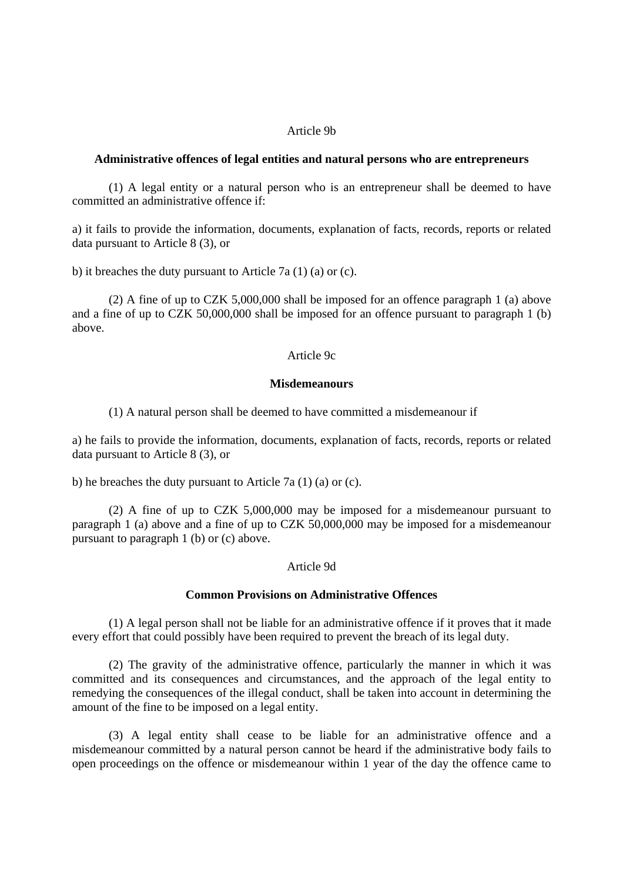Article 9b

**Administrative offences of legal entities and natural persons who are entrepreneurs**

(1) A legal entity or a natural person who is an entrepreneur shall be deemed to have committed an administrative offence if:

a) it fails to provide the information, documents, explanation of facts, records, reports or related data pursuant to Article 8 (3), or

b) it breaches the duty pursuant to Article 7a (1) (a) or (c).

(2) A fine of up to CZK 5,000,000 shall be imposed for an offence paragraph 1 (a) above and a fine of up to CZK 50,000,000 shall be imposed for an offence pursuant to paragraph 1 (b) above.

Article 9c

**Misdemeanours**

(1) A natural person shall be deemed to have committed a misdemeanour if

a) he fails to provide the information, documents, explanation of facts, records, reports or related data pursuant to Article 8 (3), or

b) he breaches the duty pursuant to Article 7a (1) (a) or (c).

(2) A fine of up to CZK 5,000,000 may be imposed for a misdemeanour pursuant to paragraph 1 (a) above and a fine of up to CZK 50,000,000 may be imposed for a misdemeanour pursuant to paragraph 1 (b) or (c) above.

Article 9d

**Common Provisions on Administrative Offences**

(1) A legal person shall not be liable for an administrative offence if it proves that it made every effort that could possibly have been required to prevent the breach of its legal duty.

(2) The gravity of the administrative offence, particularly the manner in which it was committed and its consequences and circumstances, and the approach of the legal entity to remedying the consequences of the illegal conduct, shall be taken into account in determining the amount of the fine to be imposed on a legal entity.

(3) A legal entity shall cease to be liable for an administrative offence and a misdemeanour committed by a natural person cannot be heard if the administrative body fails to open proceedings on the offence or misdemeanour within 1 year of the day the offence came to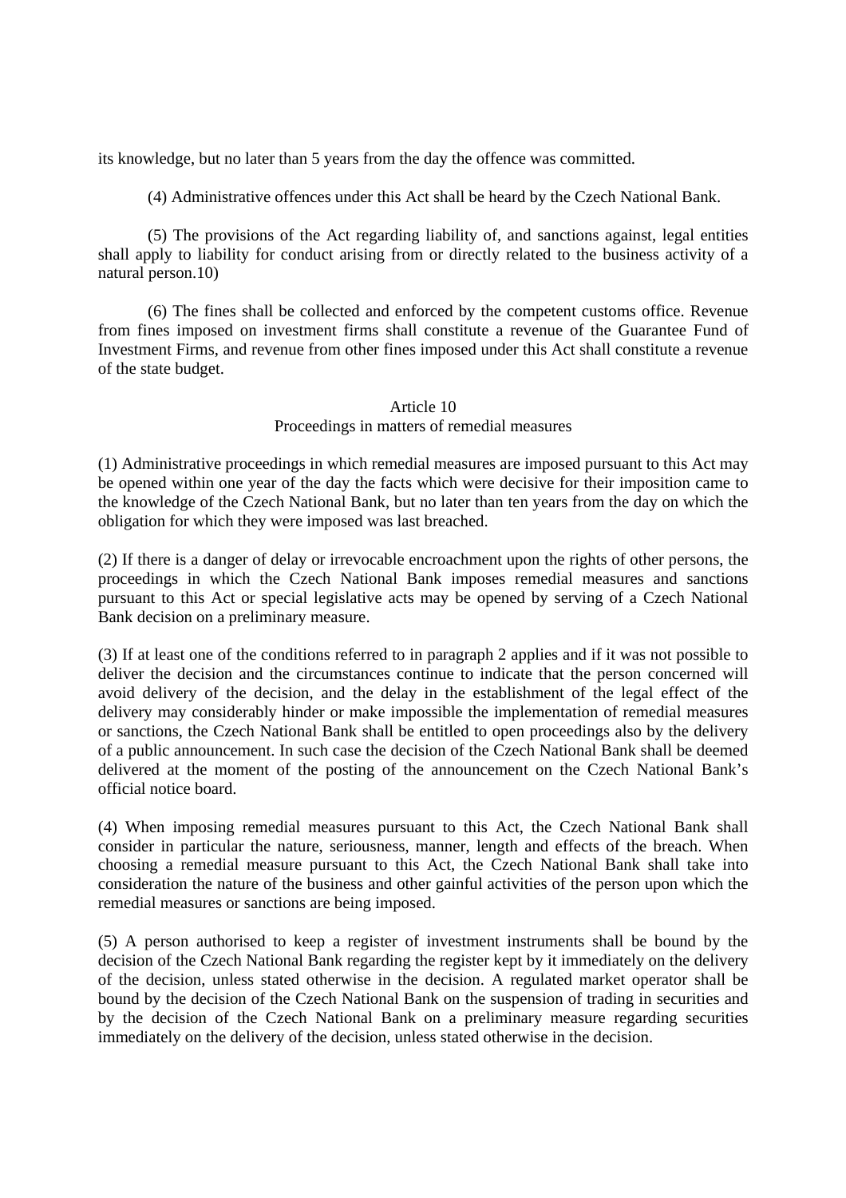its knowledge, but no later than 5 years from the day the offence was committed.

(4) Administrative offences under this Act shall be heard by the Czech National Bank.

(5) The provisions of the Act regarding liability of, and sanctions against, legal entities shall apply to liability for conduct arising from or directly related to the business activity of a natural person.10)

(6) The fines shall be collected and enforced by the competent customs office. Revenue from fines imposed on investment firms shall constitute a revenue of the Guarantee Fund of Investment Firms, and revenue from other fines imposed under this Act shall constitute a revenue of the state budget.

## Article 10
## Proceedings in matters of remedial measures

(1) Administrative proceedings in which remedial measures are imposed pursuant to this Act may be opened within one year of the day the facts which were decisive for their imposition came to the knowledge of the Czech National Bank, but no later than ten years from the day on which the obligation for which they were imposed was last breached.

(2) If there is a danger of delay or irrevocable encroachment upon the rights of other persons, the proceedings in which the Czech National Bank imposes remedial measures and sanctions pursuant to this Act or special legislative acts may be opened by serving of a Czech National Bank decision on a preliminary measure.

(3) If at least one of the conditions referred to in paragraph 2 applies and if it was not possible to deliver the decision and the circumstances continue to indicate that the person concerned will avoid delivery of the decision, and the delay in the establishment of the legal effect of the delivery may considerably hinder or make impossible the implementation of remedial measures or sanctions, the Czech National Bank shall be entitled to open proceedings also by the delivery of a public announcement. In such case the decision of the Czech National Bank shall be deemed delivered at the moment of the posting of the announcement on the Czech National Bank's official notice board.

(4) When imposing remedial measures pursuant to this Act, the Czech National Bank shall consider in particular the nature, seriousness, manner, length and effects of the breach. When choosing a remedial measure pursuant to this Act, the Czech National Bank shall take into consideration the nature of the business and other gainful activities of the person upon which the remedial measures or sanctions are being imposed.

(5) A person authorised to keep a register of investment instruments shall be bound by the decision of the Czech National Bank regarding the register kept by it immediately on the delivery of the decision, unless stated otherwise in the decision. A regulated market operator shall be bound by the decision of the Czech National Bank on the suspension of trading in securities and by the decision of the Czech National Bank on a preliminary measure regarding securities immediately on the delivery of the decision, unless stated otherwise in the decision.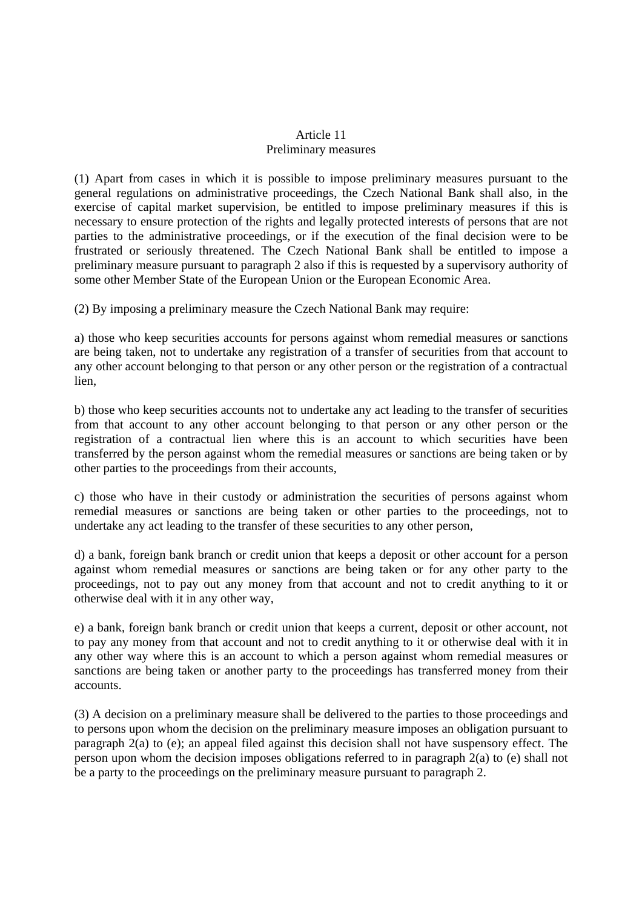## Article 11
## Preliminary measures

(1) Apart from cases in which it is possible to impose preliminary measures pursuant to the general regulations on administrative proceedings, the Czech National Bank shall also, in the exercise of capital market supervision, be entitled to impose preliminary measures if this is necessary to ensure protection of the rights and legally protected interests of persons that are not parties to the administrative proceedings, or if the execution of the final decision were to be frustrated or seriously threatened. The Czech National Bank shall be entitled to impose a preliminary measure pursuant to paragraph 2 also if this is requested by a supervisory authority of some other Member State of the European Union or the European Economic Area.

(2) By imposing a preliminary measure the Czech National Bank may require:

a) those who keep securities accounts for persons against whom remedial measures or sanctions are being taken, not to undertake any registration of a transfer of securities from that account to any other account belonging to that person or any other person or the registration of a contractual lien,

b) those who keep securities accounts not to undertake any act leading to the transfer of securities from that account to any other account belonging to that person or any other person or the registration of a contractual lien where this is an account to which securities have been transferred by the person against whom the remedial measures or sanctions are being taken or by other parties to the proceedings from their accounts,

c) those who have in their custody or administration the securities of persons against whom remedial measures or sanctions are being taken or other parties to the proceedings, not to undertake any act leading to the transfer of these securities to any other person,

d) a bank, foreign bank branch or credit union that keeps a deposit or other account for a person against whom remedial measures or sanctions are being taken or for any other party to the proceedings, not to pay out any money from that account and not to credit anything to it or otherwise deal with it in any other way,

e) a bank, foreign bank branch or credit union that keeps a current, deposit or other account, not to pay any money from that account and not to credit anything to it or otherwise deal with it in any other way where this is an account to which a person against whom remedial measures or sanctions are being taken or another party to the proceedings has transferred money from their accounts.

(3) A decision on a preliminary measure shall be delivered to the parties to those proceedings and to persons upon whom the decision on the preliminary measure imposes an obligation pursuant to paragraph 2(a) to (e); an appeal filed against this decision shall not have suspensory effect. The person upon whom the decision imposes obligations referred to in paragraph 2(a) to (e) shall not be a party to the proceedings on the preliminary measure pursuant to paragraph 2.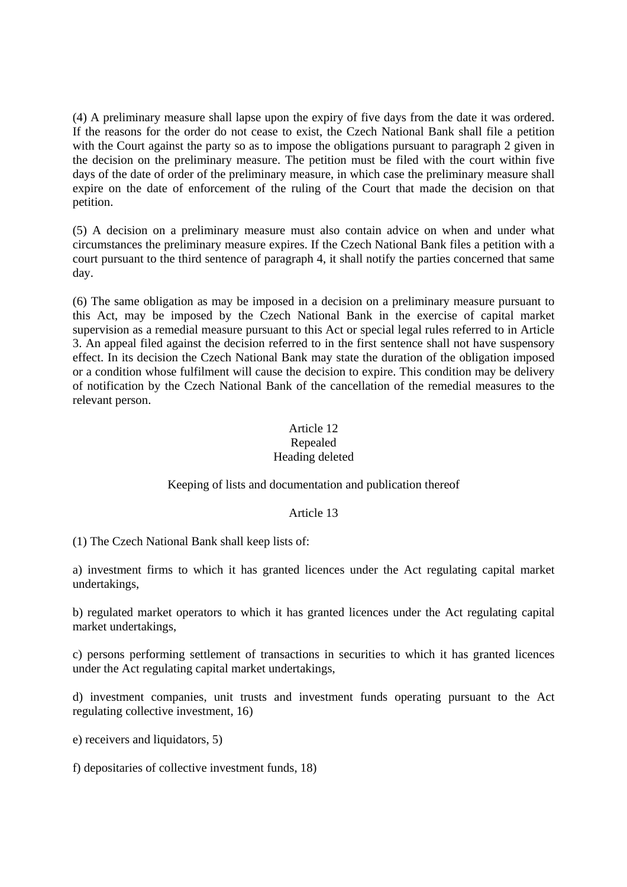(4) A preliminary measure shall lapse upon the expiry of five days from the date it was ordered. If the reasons for the order do not cease to exist, the Czech National Bank shall file a petition with the Court against the party so as to impose the obligations pursuant to paragraph 2 given in the decision on the preliminary measure. The petition must be filed with the court within five days of the date of order of the preliminary measure, in which case the preliminary measure shall expire on the date of enforcement of the ruling of the Court that made the decision on that petition.

(5) A decision on a preliminary measure must also contain advice on when and under what circumstances the preliminary measure expires. If the Czech National Bank files a petition with a court pursuant to the third sentence of paragraph 4, it shall notify the parties concerned that same day.

(6) The same obligation as may be imposed in a decision on a preliminary measure pursuant to this Act, may be imposed by the Czech National Bank in the exercise of capital market supervision as a remedial measure pursuant to this Act or special legal rules referred to in Article 3. An appeal filed against the decision referred to in the first sentence shall not have suspensory effect. In its decision the Czech National Bank may state the duration of the obligation imposed or a condition whose fulfilment will cause the decision to expire. This condition may be delivery of notification by the Czech National Bank of the cancellation of the remedial measures to the relevant person.

Article 12

Repealed

Heading deleted

### Keeping of lists and documentation and publication thereof

Article 13

(1) The Czech National Bank shall keep lists of:

a) investment firms to which it has granted licences under the Act regulating capital market undertakings,

b) regulated market operators to which it has granted licences under the Act regulating capital market undertakings,

c) persons performing settlement of transactions in securities to which it has granted licences under the Act regulating capital market undertakings,

d) investment companies, unit trusts and investment funds operating pursuant to the Act regulating collective investment, 16)

e) receivers and liquidators, 5)

f) depositaries of collective investment funds, 18)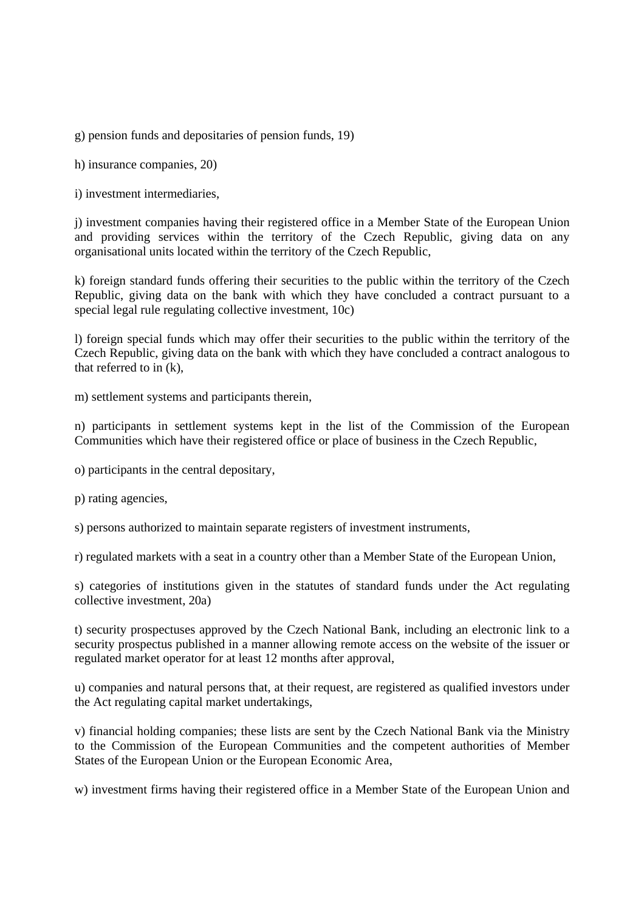g) pension funds and depositaries of pension funds, 19)

h) insurance companies, 20)

i) investment intermediaries,

j) investment companies having their registered office in a Member State of the European Union and providing services within the territory of the Czech Republic, giving data on any organisational units located within the territory of the Czech Republic,

k) foreign standard funds offering their securities to the public within the territory of the Czech Republic, giving data on the bank with which they have concluded a contract pursuant to a special legal rule regulating collective investment, 10c)

l) foreign special funds which may offer their securities to the public within the territory of the Czech Republic, giving data on the bank with which they have concluded a contract analogous to that referred to in (k),

m) settlement systems and participants therein,

n) participants in settlement systems kept in the list of the Commission of the European Communities which have their registered office or place of business in the Czech Republic,

o) participants in the central depositary,

p) rating agencies,

s) persons authorized to maintain separate registers of investment instruments,

r) regulated markets with a seat in a country other than a Member State of the European Union,

s) categories of institutions given in the statutes of standard funds under the Act regulating collective investment, 20a)

t) security prospectuses approved by the Czech National Bank, including an electronic link to a security prospectus published in a manner allowing remote access on the website of the issuer or regulated market operator for at least 12 months after approval,

u) companies and natural persons that, at their request, are registered as qualified investors under the Act regulating capital market undertakings,

v) financial holding companies; these lists are sent by the Czech National Bank via the Ministry to the Commission of the European Communities and the competent authorities of Member States of the European Union or the European Economic Area,

w) investment firms having their registered office in a Member State of the European Union and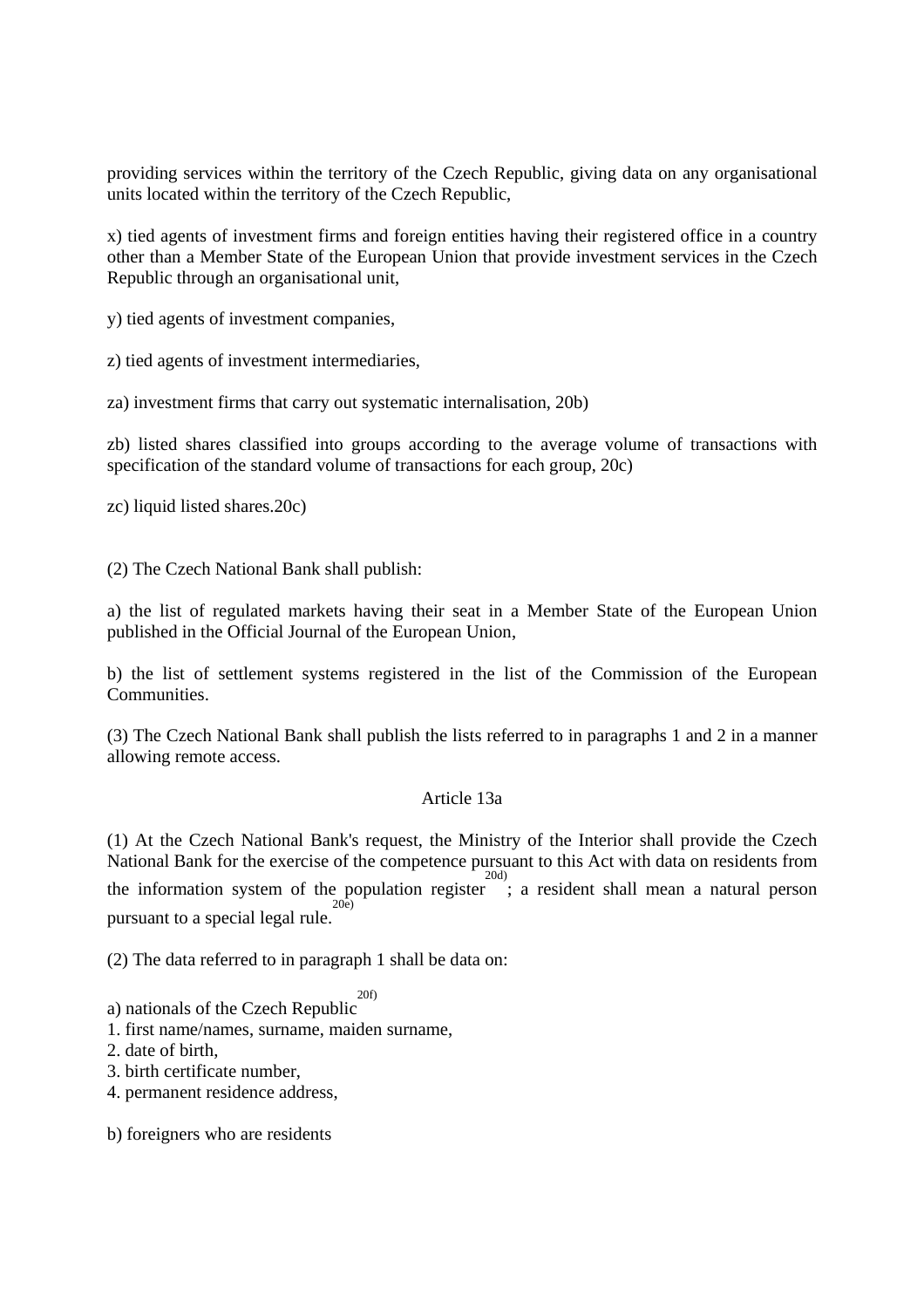providing services within the territory of the Czech Republic, giving data on any organisational units located within the territory of the Czech Republic,

x) tied agents of investment firms and foreign entities having their registered office in a country other than a Member State of the European Union that provide investment services in the Czech Republic through an organisational unit,

y) tied agents of investment companies,

z) tied agents of investment intermediaries,

za) investment firms that carry out systematic internalisation, 20b)

zb) listed shares classified into groups according to the average volume of transactions with specification of the standard volume of transactions for each group, 20c)

zc) liquid listed shares.20c)

(2) The Czech National Bank shall publish:

a) the list of regulated markets having their seat in a Member State of the European Union published in the Official Journal of the European Union,

b) the list of settlement systems registered in the list of the Commission of the European Communities.

(3) The Czech National Bank shall publish the lists referred to in paragraphs 1 and 2 in a manner allowing remote access.

Article 13a

(1) At the Czech National Bank's request, the Ministry of the Interior shall provide the Czech National Bank for the exercise of the competence pursuant to this Act with data on residents from the information system of the population register[20d]; a resident shall mean a natural person pursuant to a special legal rule.[20e]

(2) The data referred to in paragraph 1 shall be data on:

a) nationals of the Czech Republic[20f]
1. first name/names, surname, maiden surname,
2. date of birth,
3. birth certificate number,
4. permanent residence address,

b) foreigners who are residents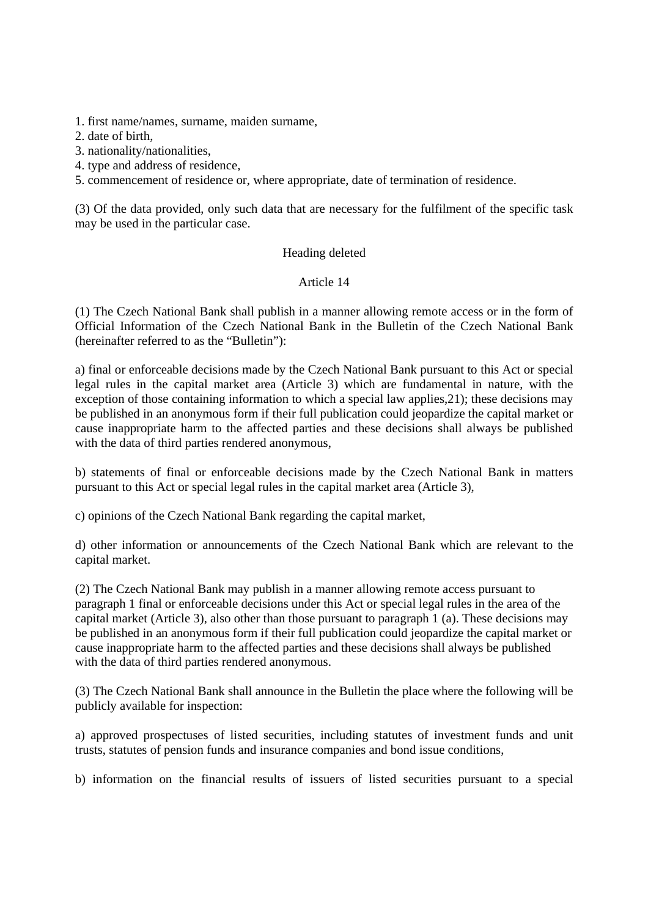1. first name/names, surname, maiden surname,
2. date of birth,
3. nationality/nationalities,
4. type and address of residence,
5. commencement of residence or, where appropriate, date of termination of residence.

(3) Of the data provided, only such data that are necessary for the fulfilment of the specific task may be used in the particular case.

Heading deleted

Article 14

(1) The Czech National Bank shall publish in a manner allowing remote access or in the form of Official Information of the Czech National Bank in the Bulletin of the Czech National Bank (hereinafter referred to as the "Bulletin"):

a) final or enforceable decisions made by the Czech National Bank pursuant to this Act or special legal rules in the capital market area (Article 3) which are fundamental in nature, with the exception of those containing information to which a special law applies,21); these decisions may be published in an anonymous form if their full publication could jeopardize the capital market or cause inappropriate harm to the affected parties and these decisions shall always be published with the data of third parties rendered anonymous,

b) statements of final or enforceable decisions made by the Czech National Bank in matters pursuant to this Act or special legal rules in the capital market area (Article 3),

c) opinions of the Czech National Bank regarding the capital market,

d) other information or announcements of the Czech National Bank which are relevant to the capital market.

(2) The Czech National Bank may publish in a manner allowing remote access pursuant to paragraph 1 final or enforceable decisions under this Act or special legal rules in the area of the capital market (Article 3), also other than those pursuant to paragraph 1 (a). These decisions may be published in an anonymous form if their full publication could jeopardize the capital market or cause inappropriate harm to the affected parties and these decisions shall always be published with the data of third parties rendered anonymous.

(3) The Czech National Bank shall announce in the Bulletin the place where the following will be publicly available for inspection:

a) approved prospectuses of listed securities, including statutes of investment funds and unit trusts, statutes of pension funds and insurance companies and bond issue conditions,

b) information on the financial results of issuers of listed securities pursuant to a special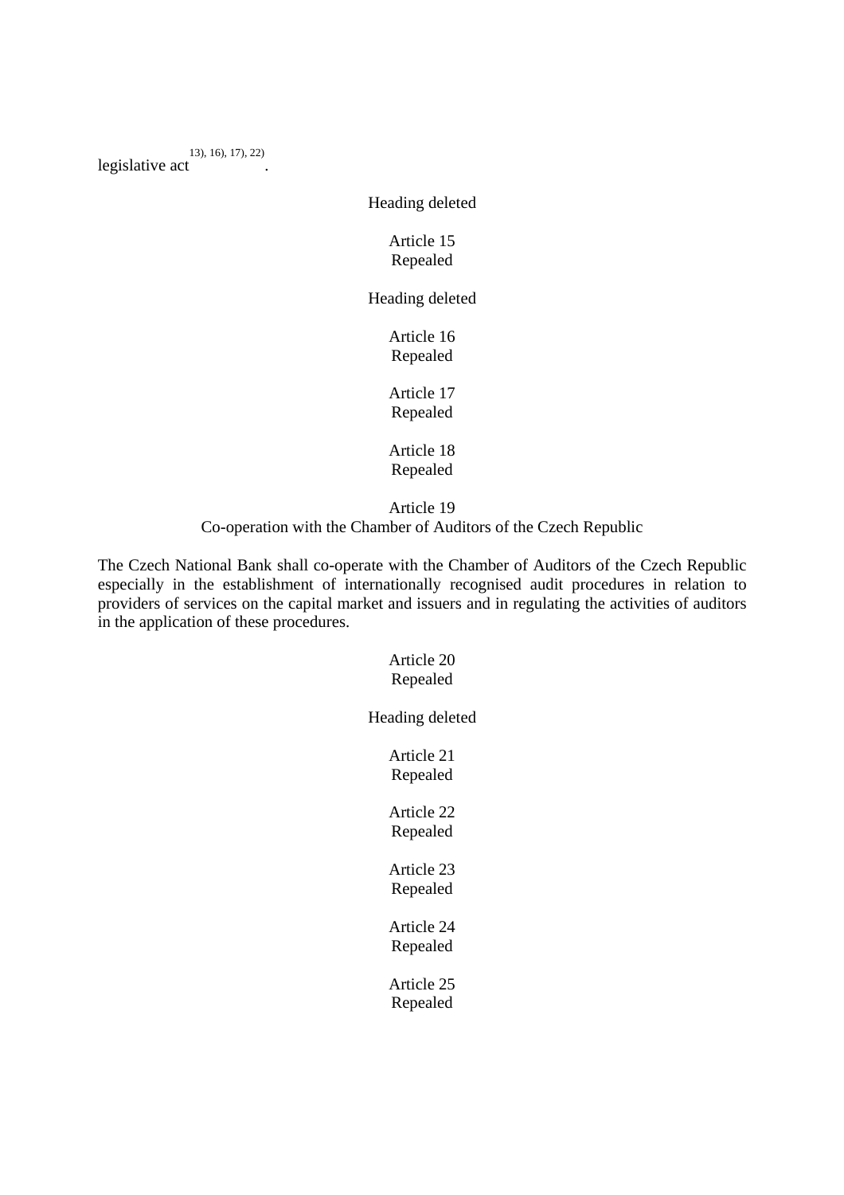legislative act[13), 16), 17), 22)].

Heading deleted

Article 15
Repealed

Heading deleted

Article 16
Repealed

Article 17
Repealed

Article 18
Repealed

Article 19
Co-operation with the Chamber of Auditors of the Czech Republic

The Czech National Bank shall co-operate with the Chamber of Auditors of the Czech Republic especially in the establishment of internationally recognised audit procedures in relation to providers of services on the capital market and issuers and in regulating the activities of auditors in the application of these procedures.

Article 20
Repealed

Heading deleted

Article 21
Repealed

Article 22
Repealed

Article 23
Repealed

Article 24
Repealed

Article 25
Repealed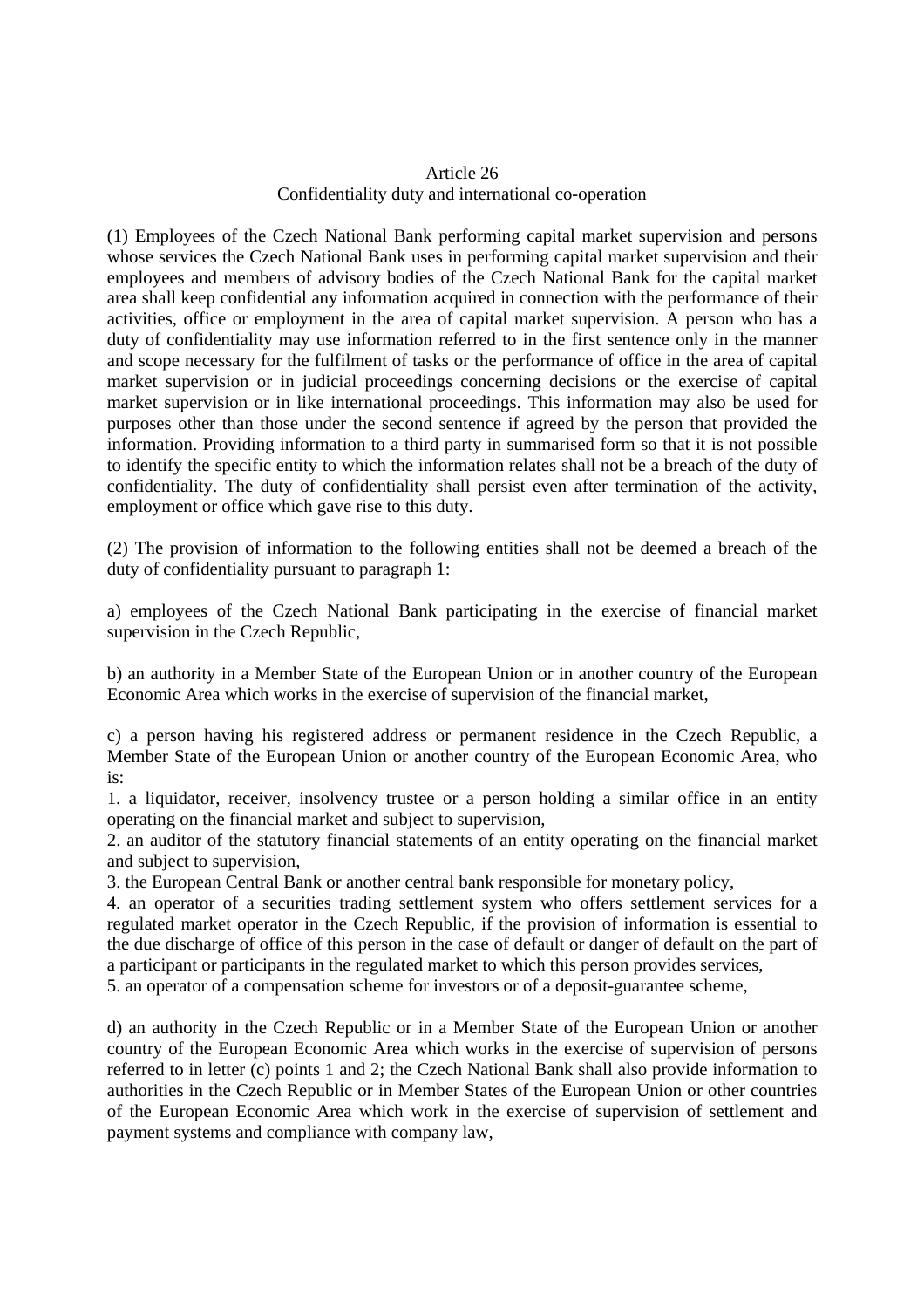## Article 26
### Confidentiality duty and international co-operation

(1) Employees of the Czech National Bank performing capital market supervision and persons whose services the Czech National Bank uses in performing capital market supervision and their employees and members of advisory bodies of the Czech National Bank for the capital market area shall keep confidential any information acquired in connection with the performance of their activities, office or employment in the area of capital market supervision. A person who has a duty of confidentiality may use information referred to in the first sentence only in the manner and scope necessary for the fulfilment of tasks or the performance of office in the area of capital market supervision or in judicial proceedings concerning decisions or the exercise of capital market supervision or in like international proceedings. This information may also be used for purposes other than those under the second sentence if agreed by the person that provided the information. Providing information to a third party in summarised form so that it is not possible to identify the specific entity to which the information relates shall not be a breach of the duty of confidentiality. The duty of confidentiality shall persist even after termination of the activity, employment or office which gave rise to this duty.

(2) The provision of information to the following entities shall not be deemed a breach of the duty of confidentiality pursuant to paragraph 1:

a) employees of the Czech National Bank participating in the exercise of financial market supervision in the Czech Republic,

b) an authority in a Member State of the European Union or in another country of the European Economic Area which works in the exercise of supervision of the financial market,

c) a person having his registered address or permanent residence in the Czech Republic, a Member State of the European Union or another country of the European Economic Area, who is:
1. a liquidator, receiver, insolvency trustee or a person holding a similar office in an entity operating on the financial market and subject to supervision,
2. an auditor of the statutory financial statements of an entity operating on the financial market and subject to supervision,
3. the European Central Bank or another central bank responsible for monetary policy,
4. an operator of a securities trading settlement system who offers settlement services for a regulated market operator in the Czech Republic, if the provision of information is essential to the due discharge of office of this person in the case of default or danger of default on the part of a participant or participants in the regulated market to which this person provides services,
5. an operator of a compensation scheme for investors or of a deposit-guarantee scheme,

d) an authority in the Czech Republic or in a Member State of the European Union or another country of the European Economic Area which works in the exercise of supervision of persons referred to in letter (c) points 1 and 2; the Czech National Bank shall also provide information to authorities in the Czech Republic or in Member States of the European Union or other countries of the European Economic Area which work in the exercise of supervision of settlement and payment systems and compliance with company law,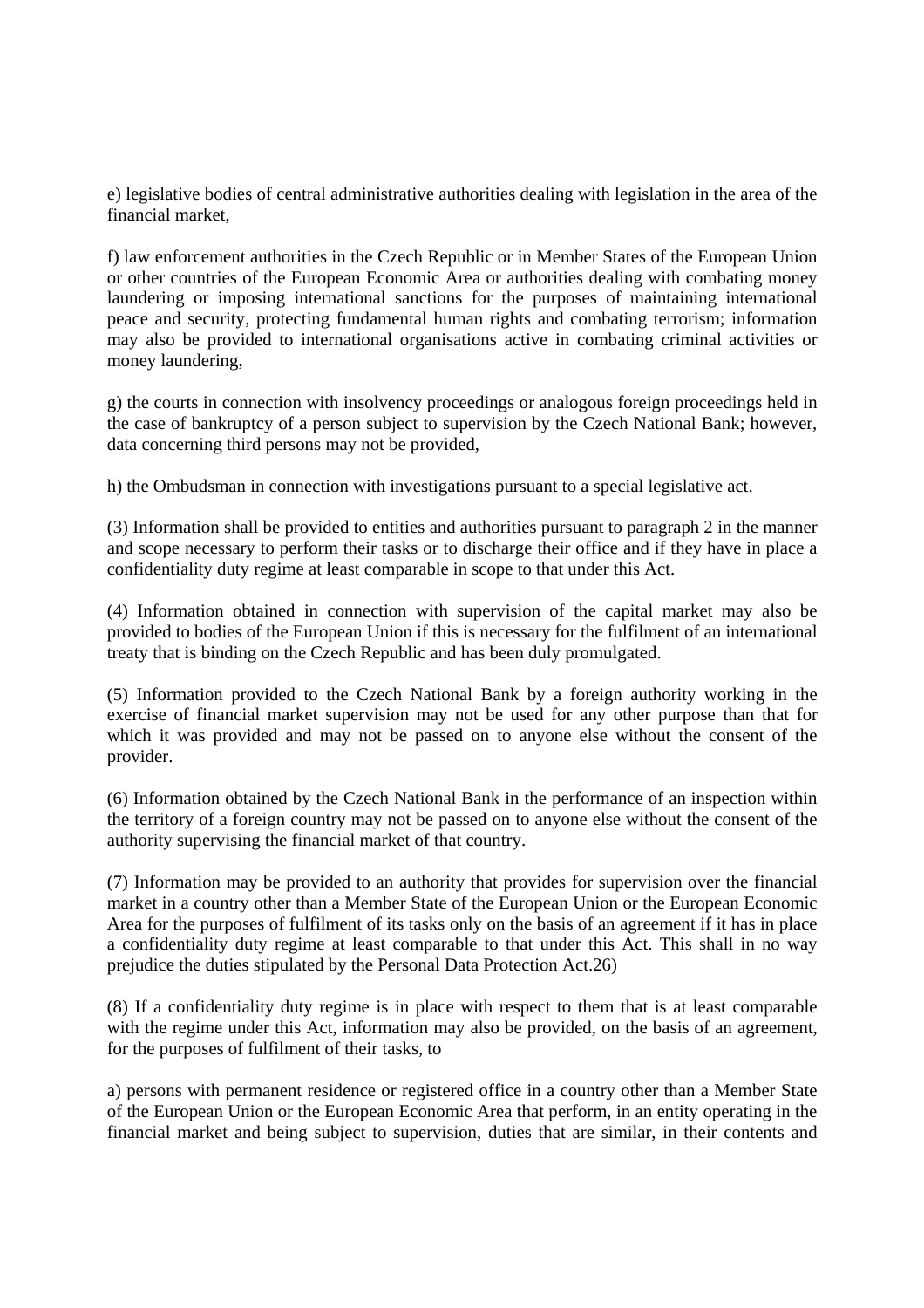e) legislative bodies of central administrative authorities dealing with legislation in the area of the financial market,

f) law enforcement authorities in the Czech Republic or in Member States of the European Union or other countries of the European Economic Area or authorities dealing with combating money laundering or imposing international sanctions for the purposes of maintaining international peace and security, protecting fundamental human rights and combating terrorism; information may also be provided to international organisations active in combating criminal activities or money laundering,

g) the courts in connection with insolvency proceedings or analogous foreign proceedings held in the case of bankruptcy of a person subject to supervision by the Czech National Bank; however, data concerning third persons may not be provided,

h) the Ombudsman in connection with investigations pursuant to a special legislative act.

(3) Information shall be provided to entities and authorities pursuant to paragraph 2 in the manner and scope necessary to perform their tasks or to discharge their office and if they have in place a confidentiality duty regime at least comparable in scope to that under this Act.

(4) Information obtained in connection with supervision of the capital market may also be provided to bodies of the European Union if this is necessary for the fulfilment of an international treaty that is binding on the Czech Republic and has been duly promulgated.

(5) Information provided to the Czech National Bank by a foreign authority working in the exercise of financial market supervision may not be used for any other purpose than that for which it was provided and may not be passed on to anyone else without the consent of the provider.

(6) Information obtained by the Czech National Bank in the performance of an inspection within the territory of a foreign country may not be passed on to anyone else without the consent of the authority supervising the financial market of that country.

(7) Information may be provided to an authority that provides for supervision over the financial market in a country other than a Member State of the European Union or the European Economic Area for the purposes of fulfilment of its tasks only on the basis of an agreement if it has in place a confidentiality duty regime at least comparable to that under this Act. This shall in no way prejudice the duties stipulated by the Personal Data Protection Act.26)

(8) If a confidentiality duty regime is in place with respect to them that is at least comparable with the regime under this Act, information may also be provided, on the basis of an agreement, for the purposes of fulfilment of their tasks, to

a) persons with permanent residence or registered office in a country other than a Member State of the European Union or the European Economic Area that perform, in an entity operating in the financial market and being subject to supervision, duties that are similar, in their contents and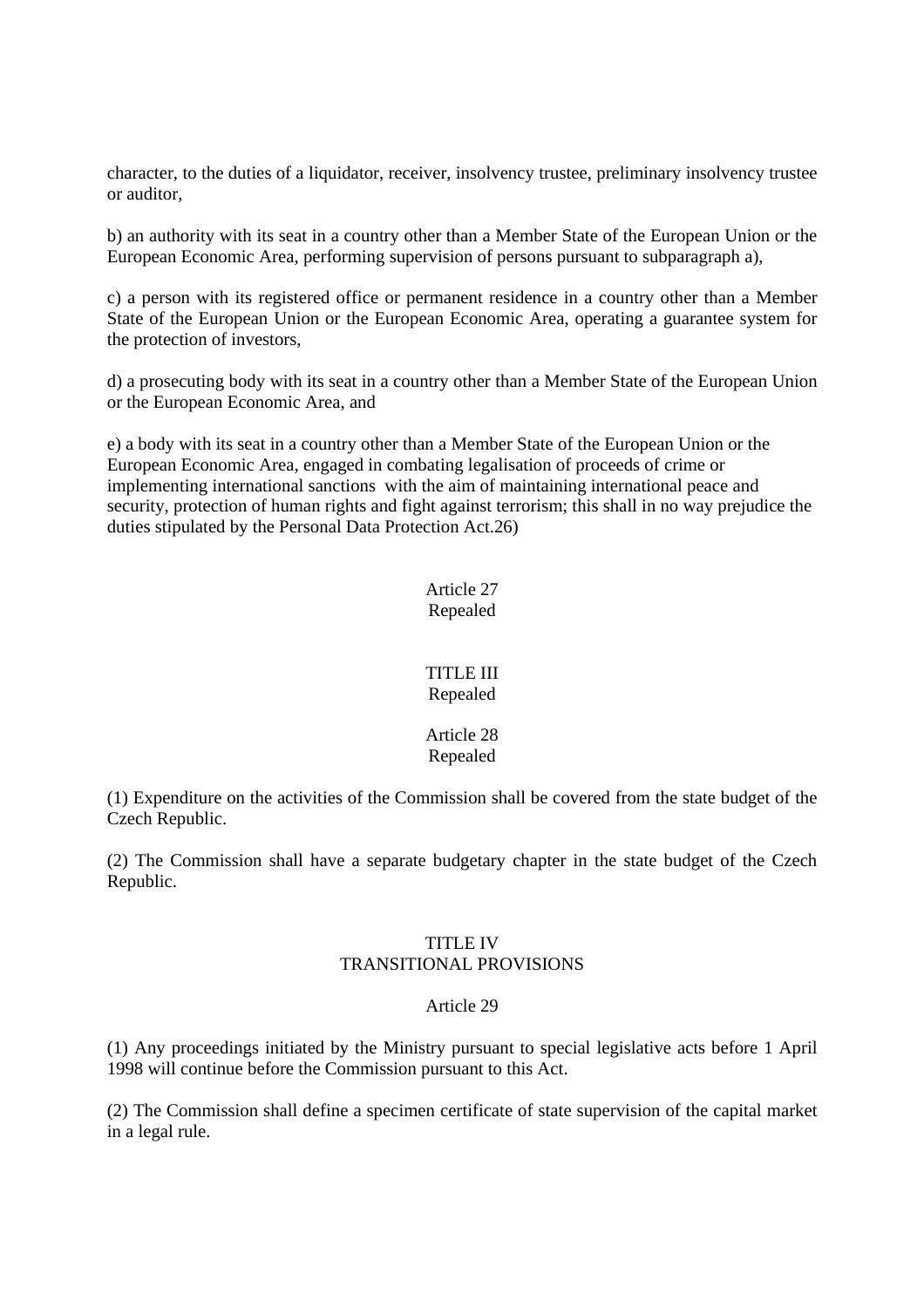character, to the duties of a liquidator, receiver, insolvency trustee, preliminary insolvency trustee or auditor,

b) an authority with its seat in a country other than a Member State of the European Union or the European Economic Area, performing supervision of persons pursuant to subparagraph a),

c) a person with its registered office or permanent residence in a country other than a Member State of the European Union or the European Economic Area, operating a guarantee system for the protection of investors,

d) a prosecuting body with its seat in a country other than a Member State of the European Union or the European Economic Area, and

e) a body with its seat in a country other than a Member State of the European Union or the European Economic Area, engaged in combating legalisation of proceeds of crime or implementing international sanctions with the aim of maintaining international peace and security, protection of human rights and fight against terrorism; this shall in no way prejudice the duties stipulated by the Personal Data Protection Act.26)

Article 27
Repealed

## TITLE III
Repealed

Article 28
Repealed

(1) Expenditure on the activities of the Commission shall be covered from the state budget of the Czech Republic.

(2) The Commission shall have a separate budgetary chapter in the state budget of the Czech Republic.

## TITLE IV
## TRANSITIONAL PROVISIONS

Article 29

(1) Any proceedings initiated by the Ministry pursuant to special legislative acts before 1 April 1998 will continue before the Commission pursuant to this Act.

(2) The Commission shall define a specimen certificate of state supervision of the capital market in a legal rule.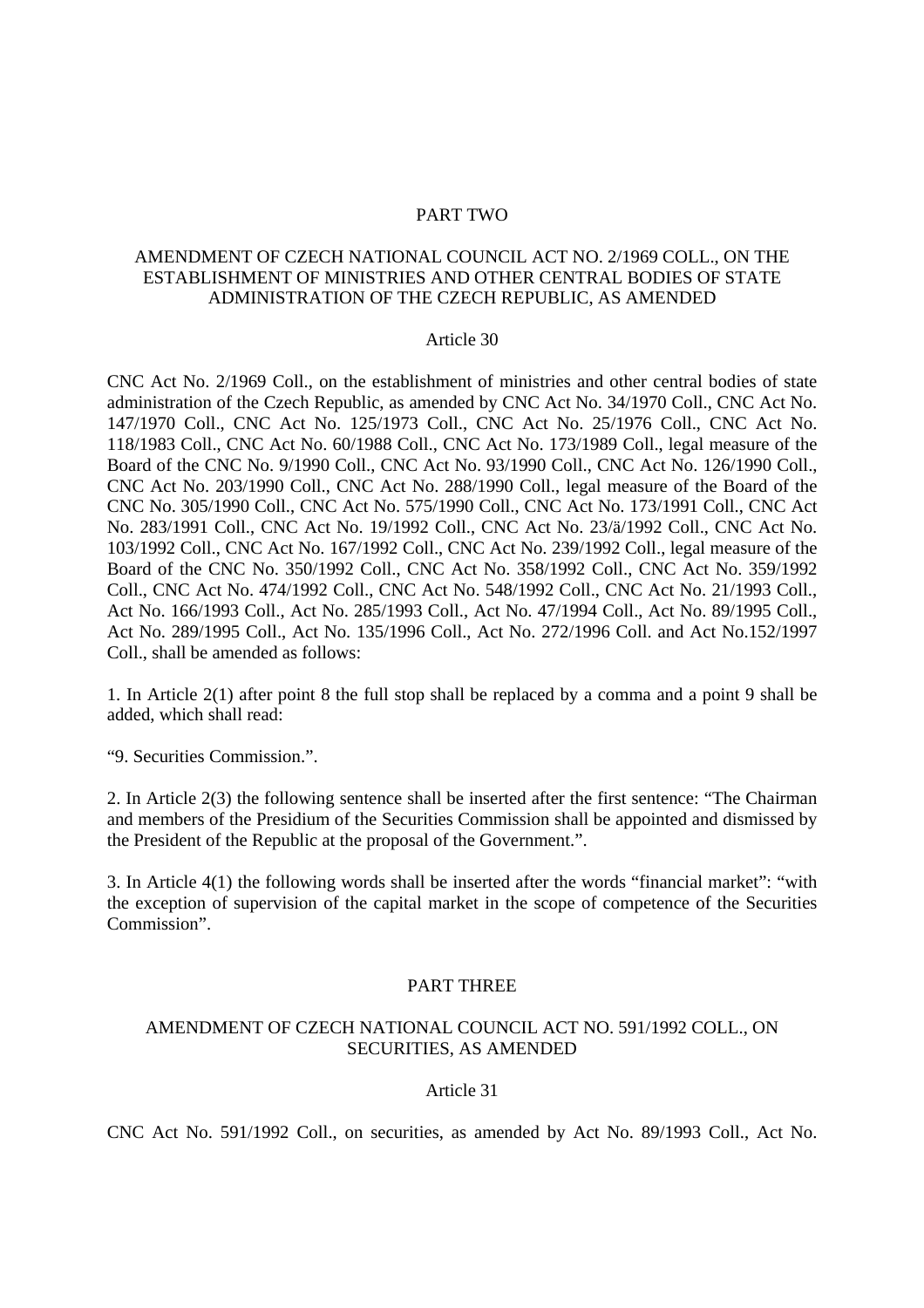## PART TWO

## AMENDMENT OF CZECH NATIONAL COUNCIL ACT NO. 2/1969 COLL., ON THE ESTABLISHMENT OF MINISTRIES AND OTHER CENTRAL BODIES OF STATE ADMINISTRATION OF THE CZECH REPUBLIC, AS AMENDED

### Article 30

CNC Act No. 2/1969 Coll., on the establishment of ministries and other central bodies of state administration of the Czech Republic, as amended by CNC Act No. 34/1970 Coll., CNC Act No. 147/1970 Coll., CNC Act No. 125/1973 Coll., CNC Act No. 25/1976 Coll., CNC Act No. 118/1983 Coll., CNC Act No. 60/1988 Coll., CNC Act No. 173/1989 Coll., legal measure of the Board of the CNC No. 9/1990 Coll., CNC Act No. 93/1990 Coll., CNC Act No. 126/1990 Coll., CNC Act No. 203/1990 Coll., CNC Act No. 288/1990 Coll., legal measure of the Board of the CNC No. 305/1990 Coll., CNC Act No. 575/1990 Coll., CNC Act No. 173/1991 Coll., CNC Act No. 283/1991 Coll., CNC Act No. 19/1992 Coll., CNC Act No. 23/ä/1992 Coll., CNC Act No. 103/1992 Coll., CNC Act No. 167/1992 Coll., CNC Act No. 239/1992 Coll., legal measure of the Board of the CNC No. 350/1992 Coll., CNC Act No. 358/1992 Coll., CNC Act No. 359/1992 Coll., CNC Act No. 474/1992 Coll., CNC Act No. 548/1992 Coll., CNC Act No. 21/1993 Coll., Act No. 166/1993 Coll., Act No. 285/1993 Coll., Act No. 47/1994 Coll., Act No. 89/1995 Coll., Act No. 289/1995 Coll., Act No. 135/1996 Coll., Act No. 272/1996 Coll. and Act No.152/1997 Coll., shall be amended as follows:

1. In Article 2(1) after point 8 the full stop shall be replaced by a comma and a point 9 shall be added, which shall read:

"9. Securities Commission.".

2. In Article 2(3) the following sentence shall be inserted after the first sentence: "The Chairman and members of the Presidium of the Securities Commission shall be appointed and dismissed by the President of the Republic at the proposal of the Government.".

3. In Article 4(1) the following words shall be inserted after the words "financial market": "with the exception of supervision of the capital market in the scope of competence of the Securities Commission".

## PART THREE

## AMENDMENT OF CZECH NATIONAL COUNCIL ACT NO. 591/1992 COLL., ON SECURITIES, AS AMENDED

### Article 31

CNC Act No. 591/1992 Coll., on securities, as amended by Act No. 89/1993 Coll., Act No.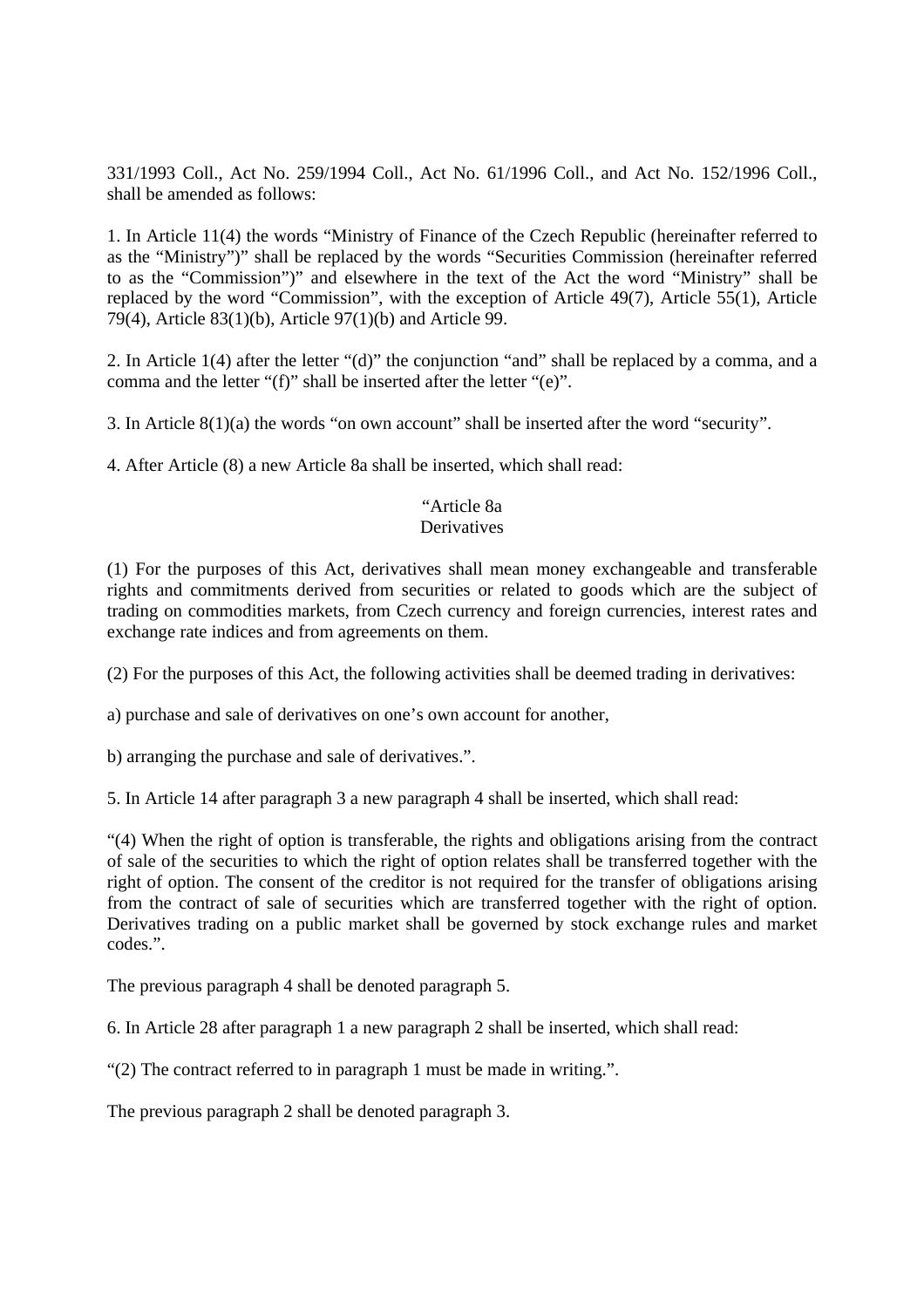331/1993 Coll., Act No. 259/1994 Coll., Act No. 61/1996 Coll., and Act No. 152/1996 Coll., shall be amended as follows:

1. In Article 11(4) the words “Ministry of Finance of the Czech Republic (hereinafter referred to as the “Ministry”)” shall be replaced by the words “Securities Commission (hereinafter referred to as the “Commission”)” and elsewhere in the text of the Act the word “Ministry” shall be replaced by the word “Commission”, with the exception of Article 49(7), Article 55(1), Article 79(4), Article 83(1)(b), Article 97(1)(b) and Article 99.

2. In Article 1(4) after the letter “(d)” the conjunction “and” shall be replaced by a comma, and a comma and the letter “(f)” shall be inserted after the letter “(e)”.

3. In Article 8(1)(a) the words “on own account” shall be inserted after the word “security”.

4. After Article (8) a new Article 8a shall be inserted, which shall read:

“Article 8a
Derivatives

(1) For the purposes of this Act, derivatives shall mean money exchangeable and transferable rights and commitments derived from securities or related to goods which are the subject of trading on commodities markets, from Czech currency and foreign currencies, interest rates and exchange rate indices and from agreements on them.

(2) For the purposes of this Act, the following activities shall be deemed trading in derivatives:

a) purchase and sale of derivatives on one’s own account for another,

b) arranging the purchase and sale of derivatives.”.

5. In Article 14 after paragraph 3 a new paragraph 4 shall be inserted, which shall read:

“(4) When the right of option is transferable, the rights and obligations arising from the contract of sale of the securities to which the right of option relates shall be transferred together with the right of option. The consent of the creditor is not required for the transfer of obligations arising from the contract of sale of securities which are transferred together with the right of option. Derivatives trading on a public market shall be governed by stock exchange rules and market codes.”.

The previous paragraph 4 shall be denoted paragraph 5.

6. In Article 28 after paragraph 1 a new paragraph 2 shall be inserted, which shall read:

“(2) The contract referred to in paragraph 1 must be made in writing.”.

The previous paragraph 2 shall be denoted paragraph 3.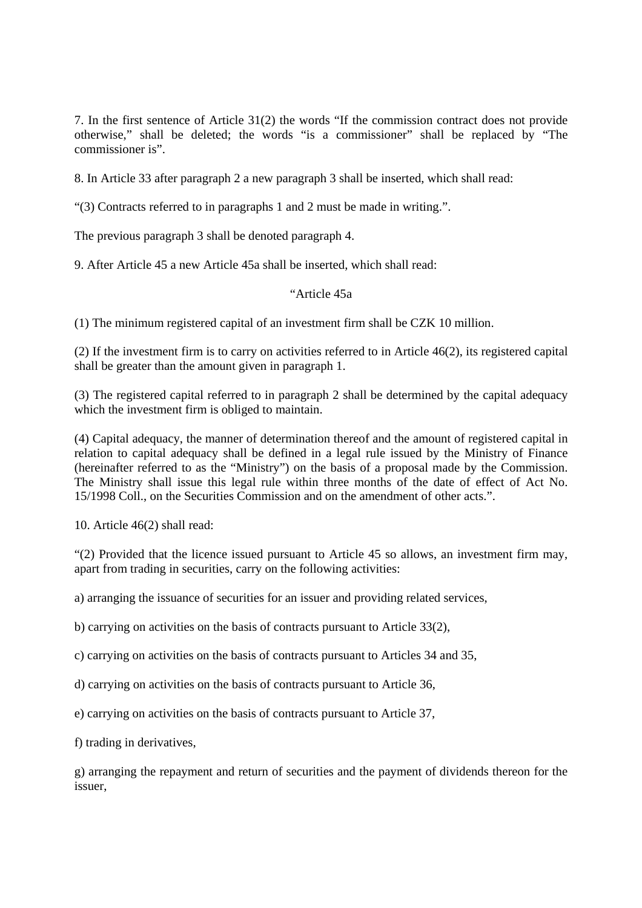7. In the first sentence of Article 31(2) the words “If the commission contract does not provide otherwise,” shall be deleted; the words “is a commissioner” shall be replaced by “The commissioner is”.

8. In Article 33 after paragraph 2 a new paragraph 3 shall be inserted, which shall read:

“(3) Contracts referred to in paragraphs 1 and 2 must be made in writing.”.

The previous paragraph 3 shall be denoted paragraph 4.

9. After Article 45 a new Article 45a shall be inserted, which shall read:

“Article 45a

(1) The minimum registered capital of an investment firm shall be CZK 10 million.

(2) If the investment firm is to carry on activities referred to in Article 46(2), its registered capital shall be greater than the amount given in paragraph 1.

(3) The registered capital referred to in paragraph 2 shall be determined by the capital adequacy which the investment firm is obliged to maintain.

(4) Capital adequacy, the manner of determination thereof and the amount of registered capital in relation to capital adequacy shall be defined in a legal rule issued by the Ministry of Finance (hereinafter referred to as the “Ministry”) on the basis of a proposal made by the Commission. The Ministry shall issue this legal rule within three months of the date of effect of Act No. 15/1998 Coll., on the Securities Commission and on the amendment of other acts.”.

10. Article 46(2) shall read:

“(2) Provided that the licence issued pursuant to Article 45 so allows, an investment firm may, apart from trading in securities, carry on the following activities:

a) arranging the issuance of securities for an issuer and providing related services,

b) carrying on activities on the basis of contracts pursuant to Article 33(2),

c) carrying on activities on the basis of contracts pursuant to Articles 34 and 35,

d) carrying on activities on the basis of contracts pursuant to Article 36,

e) carrying on activities on the basis of contracts pursuant to Article 37,

f) trading in derivatives,

g) arranging the repayment and return of securities and the payment of dividends thereon for the issuer,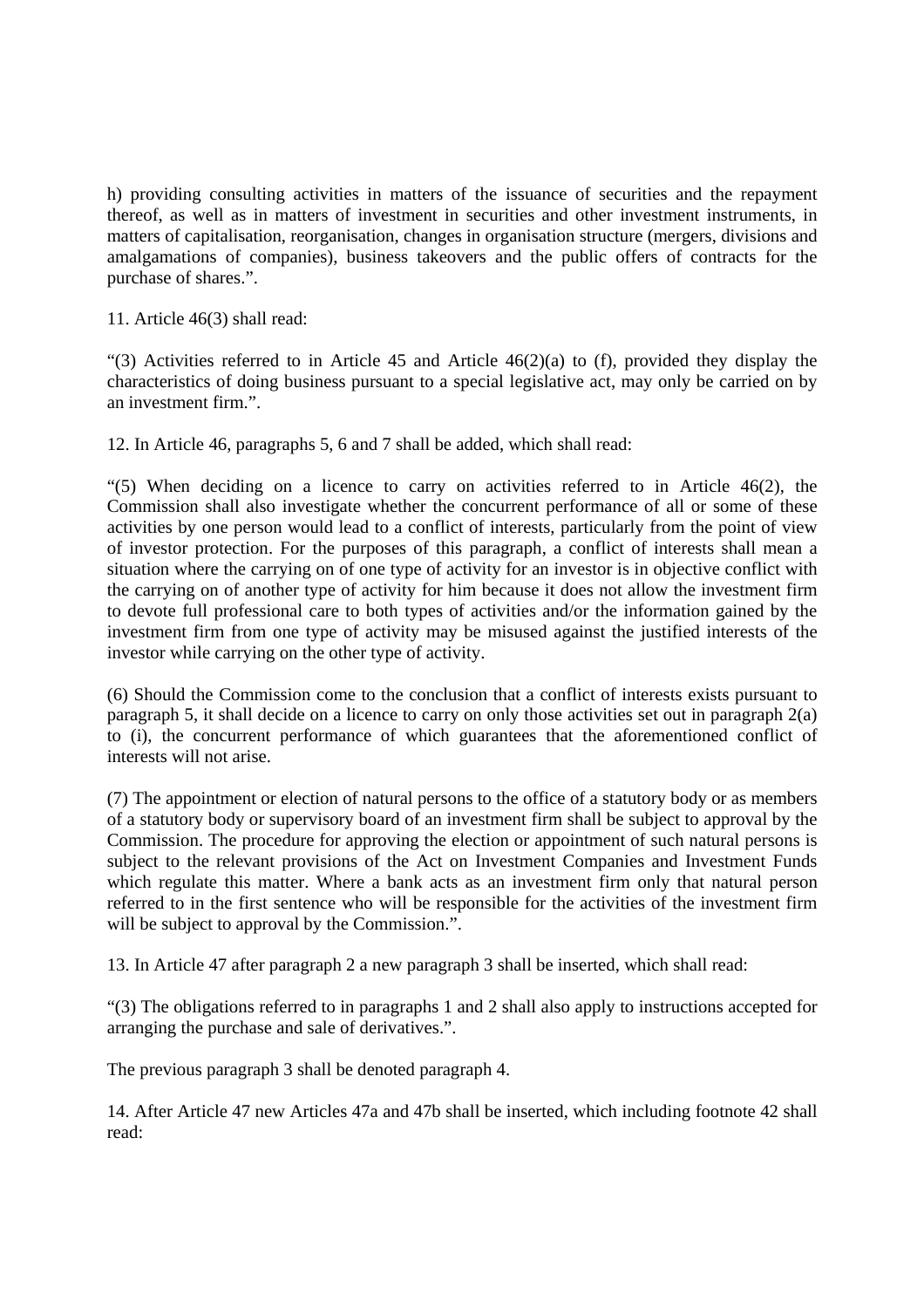h) providing consulting activities in matters of the issuance of securities and the repayment thereof, as well as in matters of investment in securities and other investment instruments, in matters of capitalisation, reorganisation, changes in organisation structure (mergers, divisions and amalgamations of companies), business takeovers and the public offers of contracts for the purchase of shares.".

11. Article 46(3) shall read:

"(3) Activities referred to in Article 45 and Article 46(2)(a) to (f), provided they display the characteristics of doing business pursuant to a special legislative act, may only be carried on by an investment firm.".

12. In Article 46, paragraphs 5, 6 and 7 shall be added, which shall read:

"(5) When deciding on a licence to carry on activities referred to in Article 46(2), the Commission shall also investigate whether the concurrent performance of all or some of these activities by one person would lead to a conflict of interests, particularly from the point of view of investor protection. For the purposes of this paragraph, a conflict of interests shall mean a situation where the carrying on of one type of activity for an investor is in objective conflict with the carrying on of another type of activity for him because it does not allow the investment firm to devote full professional care to both types of activities and/or the information gained by the investment firm from one type of activity may be misused against the justified interests of the investor while carrying on the other type of activity.

(6) Should the Commission come to the conclusion that a conflict of interests exists pursuant to paragraph 5, it shall decide on a licence to carry on only those activities set out in paragraph 2(a) to (i), the concurrent performance of which guarantees that the aforementioned conflict of interests will not arise.

(7) The appointment or election of natural persons to the office of a statutory body or as members of a statutory body or supervisory board of an investment firm shall be subject to approval by the Commission. The procedure for approving the election or appointment of such natural persons is subject to the relevant provisions of the Act on Investment Companies and Investment Funds which regulate this matter. Where a bank acts as an investment firm only that natural person referred to in the first sentence who will be responsible for the activities of the investment firm will be subject to approval by the Commission.".

13. In Article 47 after paragraph 2 a new paragraph 3 shall be inserted, which shall read:

"(3) The obligations referred to in paragraphs 1 and 2 shall also apply to instructions accepted for arranging the purchase and sale of derivatives.".

The previous paragraph 3 shall be denoted paragraph 4.

14. After Article 47 new Articles 47a and 47b shall be inserted, which including footnote 42 shall read: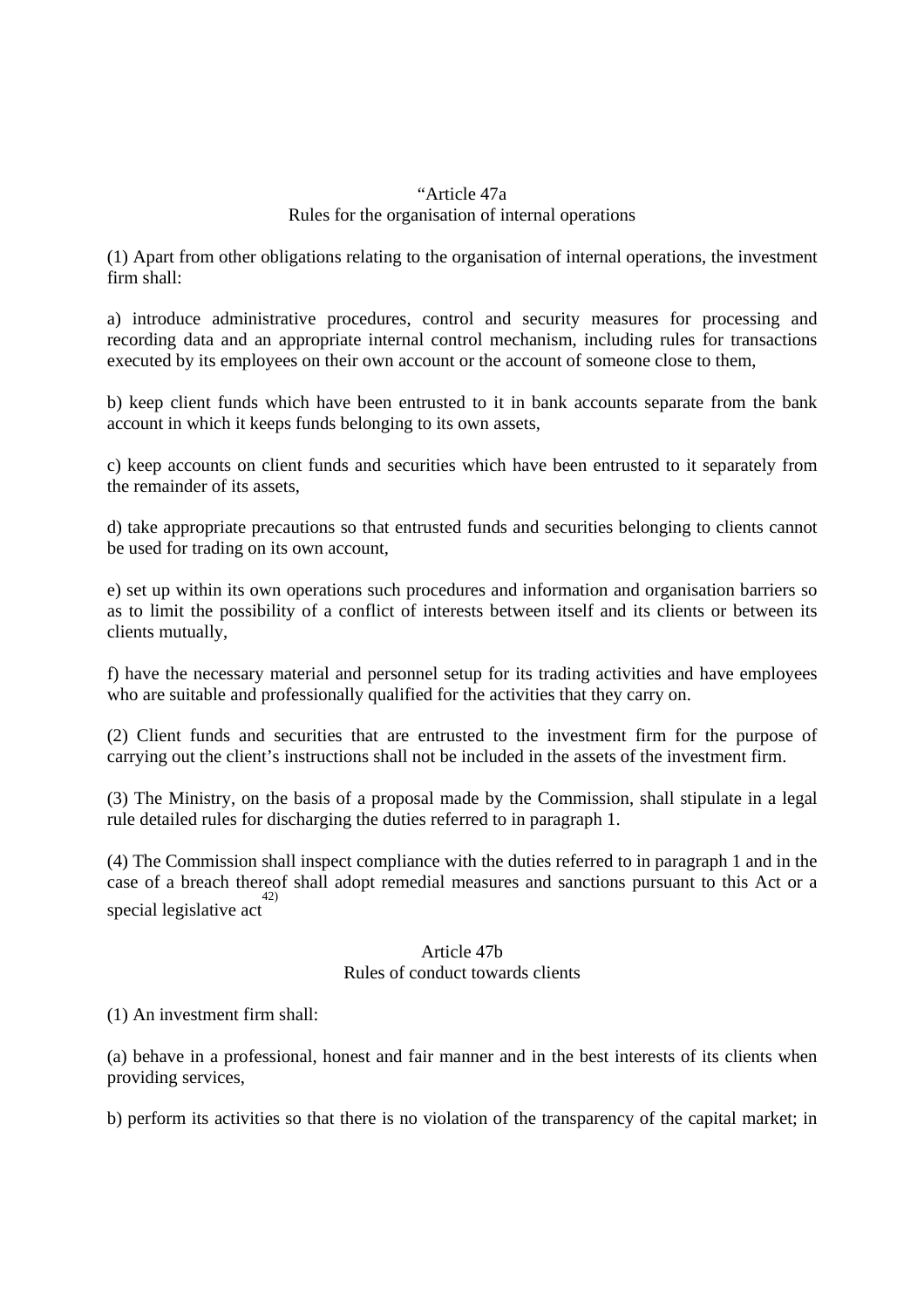“Article 47a
Rules for the organisation of internal operations

(1) Apart from other obligations relating to the organisation of internal operations, the investment firm shall:

a) introduce administrative procedures, control and security measures for processing and recording data and an appropriate internal control mechanism, including rules for transactions executed by its employees on their own account or the account of someone close to them,

b) keep client funds which have been entrusted to it in bank accounts separate from the bank account in which it keeps funds belonging to its own assets,

c) keep accounts on client funds and securities which have been entrusted to it separately from the remainder of its assets,

d) take appropriate precautions so that entrusted funds and securities belonging to clients cannot be used for trading on its own account,

e) set up within its own operations such procedures and information and organisation barriers so as to limit the possibility of a conflict of interests between itself and its clients or between its clients mutually,

f) have the necessary material and personnel setup for its trading activities and have employees who are suitable and professionally qualified for the activities that they carry on.

(2) Client funds and securities that are entrusted to the investment firm for the purpose of carrying out the client’s instructions shall not be included in the assets of the investment firm.

(3) The Ministry, on the basis of a proposal made by the Commission, shall stipulate in a legal rule detailed rules for discharging the duties referred to in paragraph 1.

(4) The Commission shall inspect compliance with the duties referred to in paragraph 1 and in the case of a breach thereof shall adopt remedial measures and sanctions pursuant to this Act or a special legislative act[42)]

Article 47b
Rules of conduct towards clients

(1) An investment firm shall:

(a) behave in a professional, honest and fair manner and in the best interests of its clients when providing services,

b) perform its activities so that there is no violation of the transparency of the capital market; in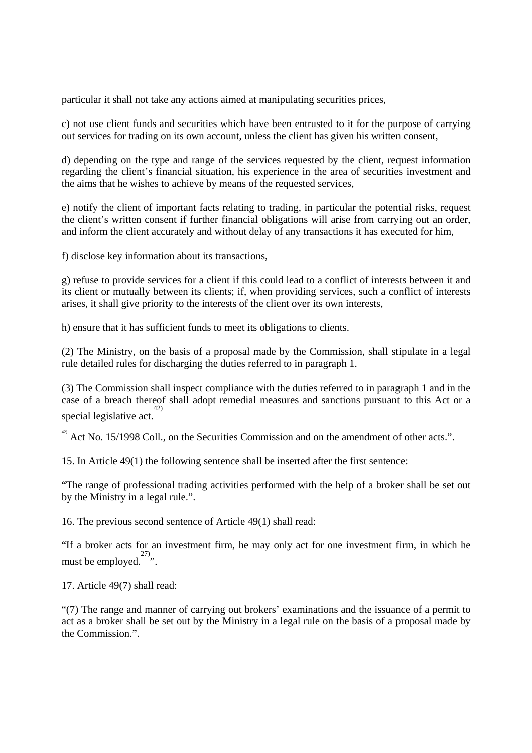particular it shall not take any actions aimed at manipulating securities prices,

c) not use client funds and securities which have been entrusted to it for the purpose of carrying out services for trading on its own account, unless the client has given his written consent,

d) depending on the type and range of the services requested by the client, request information regarding the client's financial situation, his experience in the area of securities investment and the aims that he wishes to achieve by means of the requested services,

e) notify the client of important facts relating to trading, in particular the potential risks, request the client's written consent if further financial obligations will arise from carrying out an order, and inform the client accurately and without delay of any transactions it has executed for him,

f) disclose key information about its transactions,

g) refuse to provide services for a client if this could lead to a conflict of interests between it and its client or mutually between its clients; if, when providing services, such a conflict of interests arises, it shall give priority to the interests of the client over its own interests,

h) ensure that it has sufficient funds to meet its obligations to clients.

(2) The Ministry, on the basis of a proposal made by the Commission, shall stipulate in a legal rule detailed rules for discharging the duties referred to in paragraph 1.

(3) The Commission shall inspect compliance with the duties referred to in paragraph 1 and in the case of a breach thereof shall adopt remedial measures and sanctions pursuant to this Act or a special legislative act.[42)]

[42)] Act No. 15/1998 Coll., on the Securities Commission and on the amendment of other acts.".

15. In Article 49(1) the following sentence shall be inserted after the first sentence:

"The range of professional trading activities performed with the help of a broker shall be set out by the Ministry in a legal rule.".

16. The previous second sentence of Article 49(1) shall read:

"If a broker acts for an investment firm, he may only act for one investment firm, in which he must be employed.[27)]".

17. Article 49(7) shall read:

"(7) The range and manner of carrying out brokers' examinations and the issuance of a permit to act as a broker shall be set out by the Ministry in a legal rule on the basis of a proposal made by the Commission.".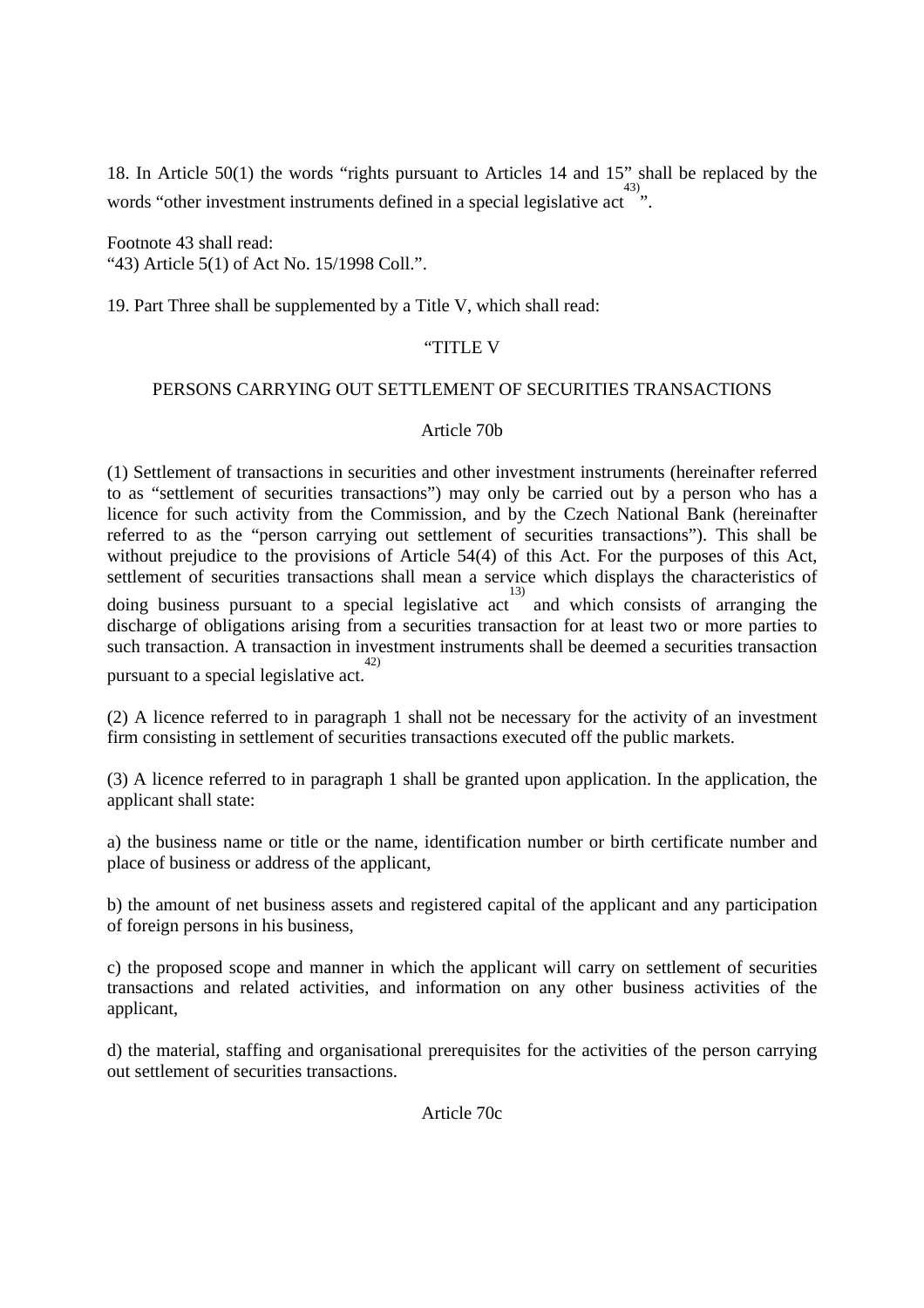18. In Article 50(1) the words “rights pursuant to Articles 14 and 15” shall be replaced by the words “other investment instruments defined in a special legislative act[43]”.

Footnote 43 shall read:
“43) Article 5(1) of Act No. 15/1998 Coll.”.

19. Part Three shall be supplemented by a Title V, which shall read:

“TITLE V

PERSONS CARRYING OUT SETTLEMENT OF SECURITIES TRANSACTIONS

Article 70b

(1) Settlement of transactions in securities and other investment instruments (hereinafter referred to as “settlement of securities transactions”) may only be carried out by a person who has a licence for such activity from the Commission, and by the Czech National Bank (hereinafter referred to as the “person carrying out settlement of securities transactions”). This shall be without prejudice to the provisions of Article 54(4) of this Act. For the purposes of this Act, settlement of securities transactions shall mean a service which displays the characteristics of doing business pursuant to a special legislative act[13] and which consists of arranging the discharge of obligations arising from a securities transaction for at least two or more parties to such transaction. A transaction in investment instruments shall be deemed a securities transaction pursuant to a special legislative act.[42]

(2) A licence referred to in paragraph 1 shall not be necessary for the activity of an investment firm consisting in settlement of securities transactions executed off the public markets.

(3) A licence referred to in paragraph 1 shall be granted upon application. In the application, the applicant shall state:

a) the business name or title or the name, identification number or birth certificate number and place of business or address of the applicant,

b) the amount of net business assets and registered capital of the applicant and any participation of foreign persons in his business,

c) the proposed scope and manner in which the applicant will carry on settlement of securities transactions and related activities, and information on any other business activities of the applicant,

d) the material, staffing and organisational prerequisites for the activities of the person carrying out settlement of securities transactions.

Article 70c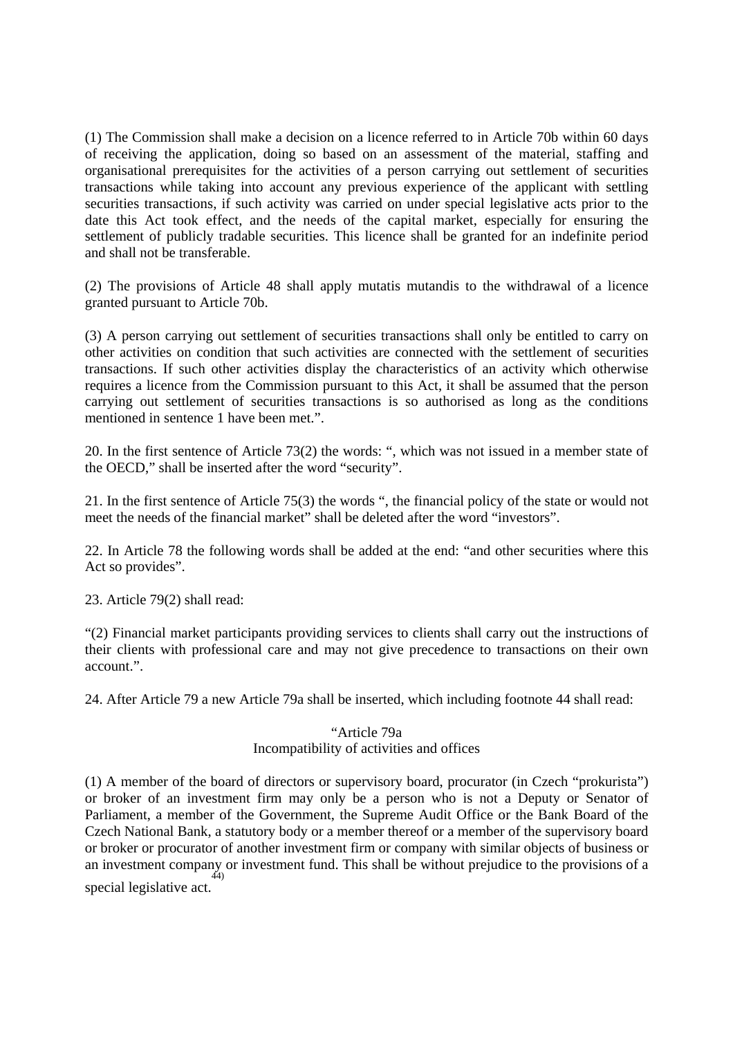(1) The Commission shall make a decision on a licence referred to in Article 70b within 60 days of receiving the application, doing so based on an assessment of the material, staffing and organisational prerequisites for the activities of a person carrying out settlement of securities transactions while taking into account any previous experience of the applicant with settling securities transactions, if such activity was carried on under special legislative acts prior to the date this Act took effect, and the needs of the capital market, especially for ensuring the settlement of publicly tradable securities. This licence shall be granted for an indefinite period and shall not be transferable.

(2) The provisions of Article 48 shall apply mutatis mutandis to the withdrawal of a licence granted pursuant to Article 70b.

(3) A person carrying out settlement of securities transactions shall only be entitled to carry on other activities on condition that such activities are connected with the settlement of securities transactions. If such other activities display the characteristics of an activity which otherwise requires a licence from the Commission pursuant to this Act, it shall be assumed that the person carrying out settlement of securities transactions is so authorised as long as the conditions mentioned in sentence 1 have been met.".

20. In the first sentence of Article 73(2) the words: ", which was not issued in a member state of the OECD," shall be inserted after the word "security".

21. In the first sentence of Article 75(3) the words ", the financial policy of the state or would not meet the needs of the financial market" shall be deleted after the word "investors".

22. In Article 78 the following words shall be added at the end: "and other securities where this Act so provides".

23. Article 79(2) shall read:

"(2) Financial market participants providing services to clients shall carry out the instructions of their clients with professional care and may not give precedence to transactions on their own account.".

24. After Article 79 a new Article 79a shall be inserted, which including footnote 44 shall read:

"Article 79a
Incompatibility of activities and offices

(1) A member of the board of directors or supervisory board, procurator (in Czech "prokurista") or broker of an investment firm may only be a person who is not a Deputy or Senator of Parliament, a member of the Government, the Supreme Audit Office or the Bank Board of the Czech National Bank, a statutory body or a member thereof or a member of the supervisory board or broker or procurator of another investment firm or company with similar objects of business or an investment company or investment fund. This shall be without prejudice to the provisions of a special legislative act.[44)]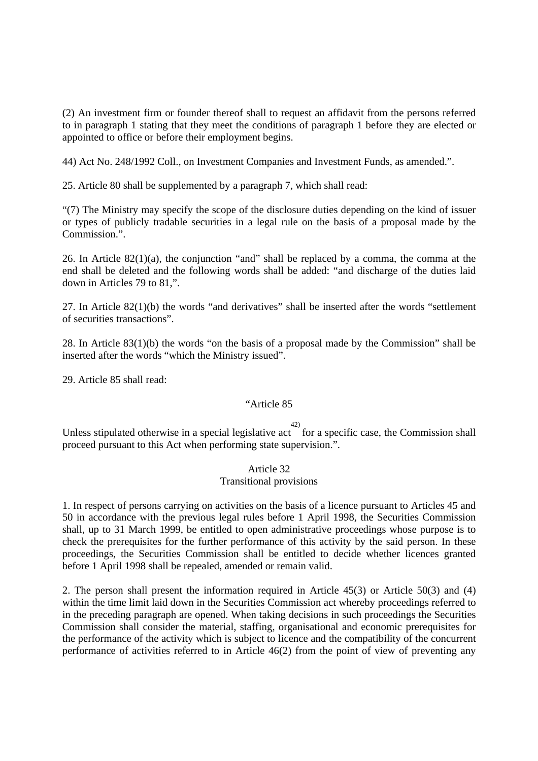(2) An investment firm or founder thereof shall to request an affidavit from the persons referred to in paragraph 1 stating that they meet the conditions of paragraph 1 before they are elected or appointed to office or before their employment begins.

44) Act No. 248/1992 Coll., on Investment Companies and Investment Funds, as amended.".

25. Article 80 shall be supplemented by a paragraph 7, which shall read:

"(7) The Ministry may specify the scope of the disclosure duties depending on the kind of issuer or types of publicly tradable securities in a legal rule on the basis of a proposal made by the Commission.".

26. In Article 82(1)(a), the conjunction "and" shall be replaced by a comma, the comma at the end shall be deleted and the following words shall be added: "and discharge of the duties laid down in Articles 79 to 81,".

27. In Article 82(1)(b) the words "and derivatives" shall be inserted after the words "settlement of securities transactions".

28. In Article 83(1)(b) the words "on the basis of a proposal made by the Commission" shall be inserted after the words "which the Ministry issued".

29. Article 85 shall read:

"Article 85

Unless stipulated otherwise in a special legislative act[42] for a specific case, the Commission shall proceed pursuant to this Act when performing state supervision.".

Article 32
Transitional provisions

1. In respect of persons carrying on activities on the basis of a licence pursuant to Articles 45 and 50 in accordance with the previous legal rules before 1 April 1998, the Securities Commission shall, up to 31 March 1999, be entitled to open administrative proceedings whose purpose is to check the prerequisites for the further performance of this activity by the said person. In these proceedings, the Securities Commission shall be entitled to decide whether licences granted before 1 April 1998 shall be repealed, amended or remain valid.

2. The person shall present the information required in Article 45(3) or Article 50(3) and (4) within the time limit laid down in the Securities Commission act whereby proceedings referred to in the preceding paragraph are opened. When taking decisions in such proceedings the Securities Commission shall consider the material, staffing, organisational and economic prerequisites for the performance of the activity which is subject to licence and the compatibility of the concurrent performance of activities referred to in Article 46(2) from the point of view of preventing any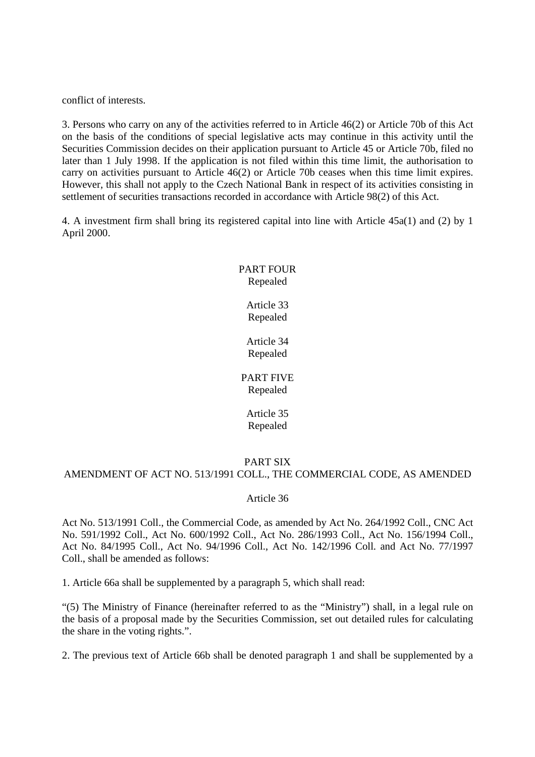conflict of interests.

3. Persons who carry on any of the activities referred to in Article 46(2) or Article 70b of this Act on the basis of the conditions of special legislative acts may continue in this activity until the Securities Commission decides on their application pursuant to Article 45 or Article 70b, filed no later than 1 July 1998. If the application is not filed within this time limit, the authorisation to carry on activities pursuant to Article 46(2) or Article 70b ceases when this time limit expires. However, this shall not apply to the Czech National Bank in respect of its activities consisting in settlement of securities transactions recorded in accordance with Article 98(2) of this Act.

4. A investment firm shall bring its registered capital into line with Article 45a(1) and (2) by 1 April 2000.

## PART FOUR
Repealed

### Article 33
Repealed

### Article 34
Repealed

## PART FIVE
Repealed

### Article 35
Repealed

## PART SIX
## AMENDMENT OF ACT NO. 513/1991 COLL., THE COMMERCIAL CODE, AS AMENDED

### Article 36

Act No. 513/1991 Coll., the Commercial Code, as amended by Act No. 264/1992 Coll., CNC Act No. 591/1992 Coll., Act No. 600/1992 Coll., Act No. 286/1993 Coll., Act No. 156/1994 Coll., Act No. 84/1995 Coll., Act No. 94/1996 Coll., Act No. 142/1996 Coll. and Act No. 77/1997 Coll., shall be amended as follows:

1. Article 66a shall be supplemented by a paragraph 5, which shall read:

"(5) The Ministry of Finance (hereinafter referred to as the "Ministry") shall, in a legal rule on the basis of a proposal made by the Securities Commission, set out detailed rules for calculating the share in the voting rights.".

2. The previous text of Article 66b shall be denoted paragraph 1 and shall be supplemented by a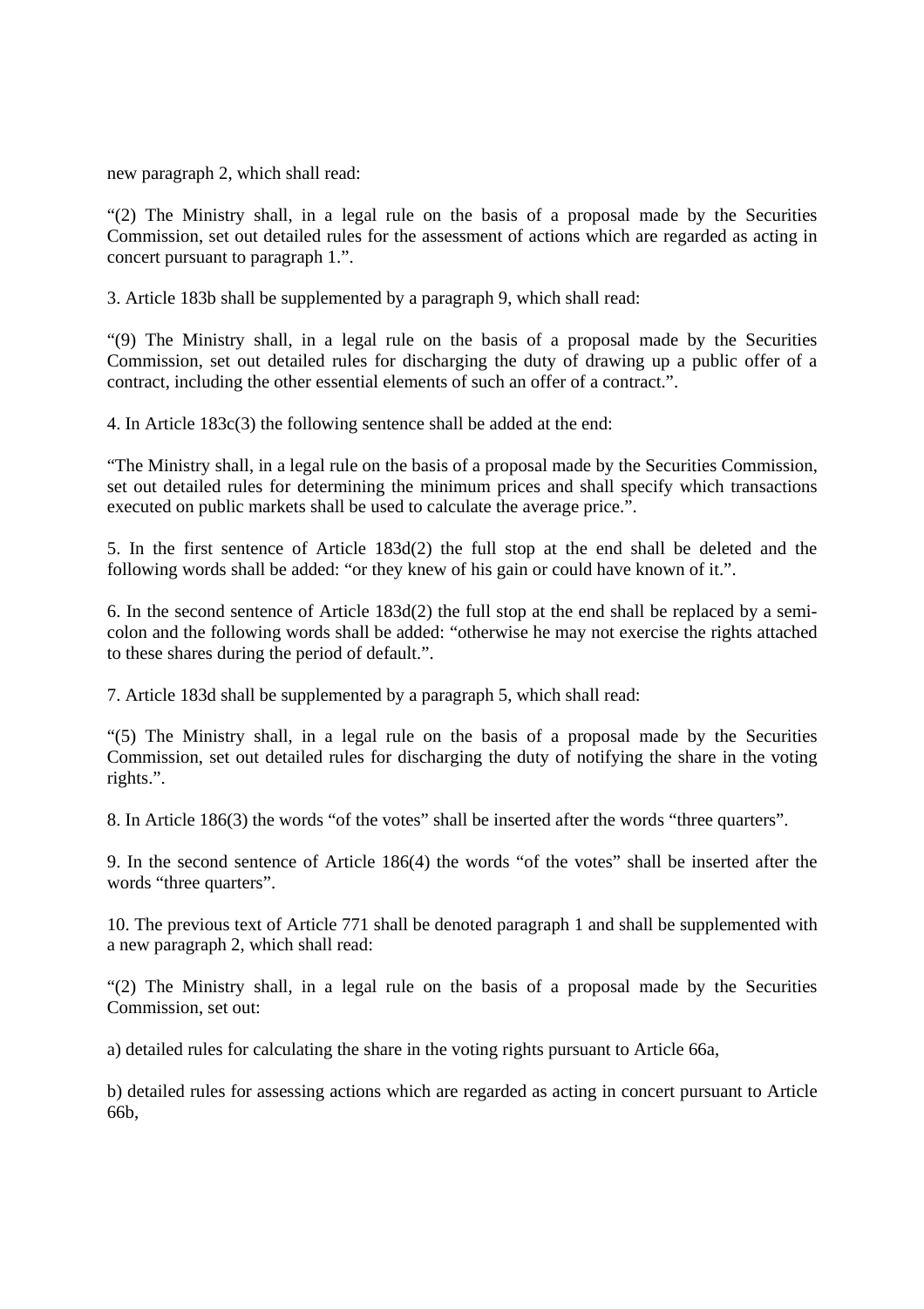new paragraph 2, which shall read:

“(2) The Ministry shall, in a legal rule on the basis of a proposal made by the Securities Commission, set out detailed rules for the assessment of actions which are regarded as acting in concert pursuant to paragraph 1.”.

3. Article 183b shall be supplemented by a paragraph 9, which shall read:

“(9) The Ministry shall, in a legal rule on the basis of a proposal made by the Securities Commission, set out detailed rules for discharging the duty of drawing up a public offer of a contract, including the other essential elements of such an offer of a contract.”.

4. In Article 183c(3) the following sentence shall be added at the end:

“The Ministry shall, in a legal rule on the basis of a proposal made by the Securities Commission, set out detailed rules for determining the minimum prices and shall specify which transactions executed on public markets shall be used to calculate the average price.”.

5. In the first sentence of Article 183d(2) the full stop at the end shall be deleted and the following words shall be added: “or they knew of his gain or could have known of it.”.

6. In the second sentence of Article 183d(2) the full stop at the end shall be replaced by a semi-colon and the following words shall be added: “otherwise he may not exercise the rights attached to these shares during the period of default.”.

7. Article 183d shall be supplemented by a paragraph 5, which shall read:

“(5) The Ministry shall, in a legal rule on the basis of a proposal made by the Securities Commission, set out detailed rules for discharging the duty of notifying the share in the voting rights.”.

8. In Article 186(3) the words “of the votes” shall be inserted after the words “three quarters”.

9. In the second sentence of Article 186(4) the words “of the votes” shall be inserted after the words “three quarters”.

10. The previous text of Article 771 shall be denoted paragraph 1 and shall be supplemented with a new paragraph 2, which shall read:

“(2) The Ministry shall, in a legal rule on the basis of a proposal made by the Securities Commission, set out:

a) detailed rules for calculating the share in the voting rights pursuant to Article 66a,

b) detailed rules for assessing actions which are regarded as acting in concert pursuant to Article 66b,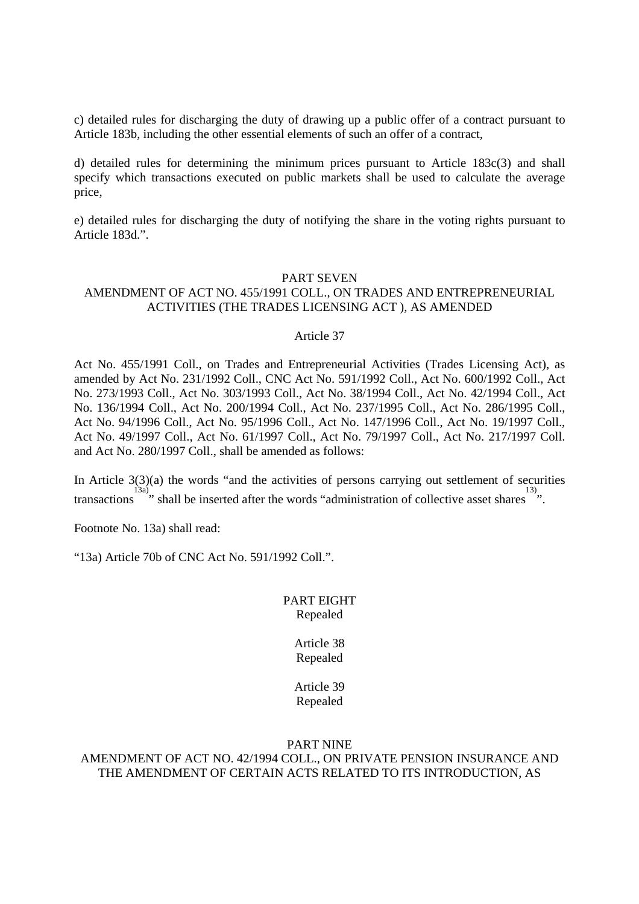c) detailed rules for discharging the duty of drawing up a public offer of a contract pursuant to Article 183b, including the other essential elements of such an offer of a contract,

d) detailed rules for determining the minimum prices pursuant to Article 183c(3) and shall specify which transactions executed on public markets shall be used to calculate the average price,

e) detailed rules for discharging the duty of notifying the share in the voting rights pursuant to Article 183d.".

## PART SEVEN
## AMENDMENT OF ACT NO. 455/1991 COLL., ON TRADES AND ENTREPRENEURIAL ACTIVITIES (THE TRADES LICENSING ACT ), AS AMENDED

### Article 37

Act No. 455/1991 Coll., on Trades and Entrepreneurial Activities (Trades Licensing Act), as amended by Act No. 231/1992 Coll., CNC Act No. 591/1992 Coll., Act No. 600/1992 Coll., Act No. 273/1993 Coll., Act No. 303/1993 Coll., Act No. 38/1994 Coll., Act No. 42/1994 Coll., Act No. 136/1994 Coll., Act No. 200/1994 Coll., Act No. 237/1995 Coll., Act No. 286/1995 Coll., Act No. 94/1996 Coll., Act No. 95/1996 Coll., Act No. 147/1996 Coll., Act No. 19/1997 Coll., Act No. 49/1997 Coll., Act No. 61/1997 Coll., Act No. 79/1997 Coll., Act No. 217/1997 Coll. and Act No. 280/1997 Coll., shall be amended as follows:

In Article 3(3)(a) the words "and the activities of persons carrying out settlement of securities transactions [13a)]" shall be inserted after the words "administration of collective asset shares [13)]".

Footnote No. 13a) shall read:

"13a) Article 70b of CNC Act No. 591/1992 Coll.".

## PART EIGHT
Repealed

### Article 38
Repealed

### Article 39
Repealed

## PART NINE
## AMENDMENT OF ACT NO. 42/1994 COLL., ON PRIVATE PENSION INSURANCE AND THE AMENDMENT OF CERTAIN ACTS RELATED TO ITS INTRODUCTION, AS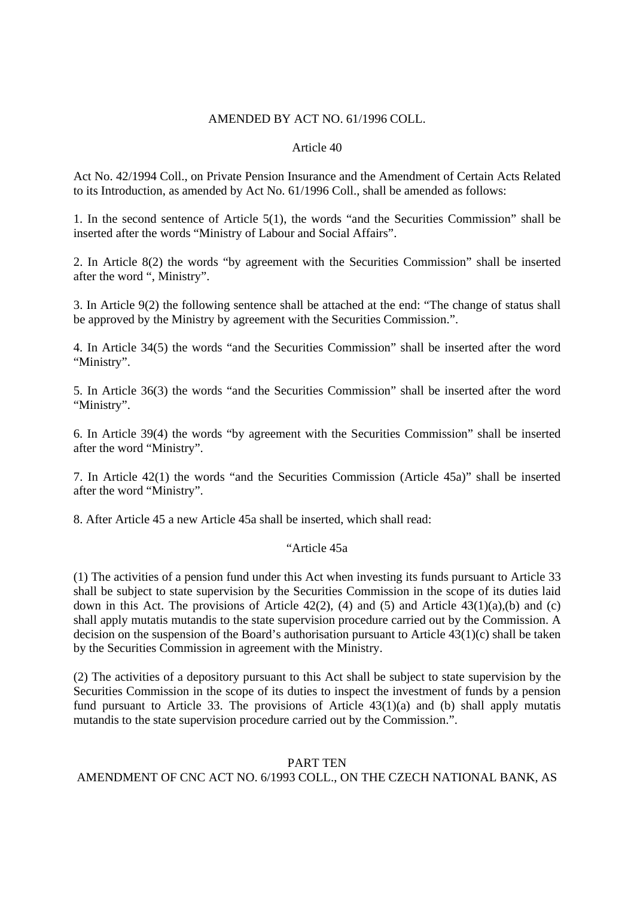AMENDED BY ACT NO. 61/1996 COLL.

Article 40

Act No. 42/1994 Coll., on Private Pension Insurance and the Amendment of Certain Acts Related to its Introduction, as amended by Act No. 61/1996 Coll., shall be amended as follows:

1. In the second sentence of Article 5(1), the words "and the Securities Commission" shall be inserted after the words "Ministry of Labour and Social Affairs".

2. In Article 8(2) the words "by agreement with the Securities Commission" shall be inserted after the word ", Ministry".

3. In Article 9(2) the following sentence shall be attached at the end: "The change of status shall be approved by the Ministry by agreement with the Securities Commission.".

4. In Article 34(5) the words "and the Securities Commission" shall be inserted after the word "Ministry".

5. In Article 36(3) the words "and the Securities Commission" shall be inserted after the word "Ministry".

6. In Article 39(4) the words "by agreement with the Securities Commission" shall be inserted after the word "Ministry".

7. In Article 42(1) the words "and the Securities Commission (Article 45a)" shall be inserted after the word "Ministry".

8. After Article 45 a new Article 45a shall be inserted, which shall read:

"Article 45a

(1) The activities of a pension fund under this Act when investing its funds pursuant to Article 33 shall be subject to state supervision by the Securities Commission in the scope of its duties laid down in this Act. The provisions of Article 42(2), (4) and (5) and Article 43(1)(a),(b) and (c) shall apply mutatis mutandis to the state supervision procedure carried out by the Commission. A decision on the suspension of the Board's authorisation pursuant to Article 43(1)(c) shall be taken by the Securities Commission in agreement with the Ministry.

(2) The activities of a depository pursuant to this Act shall be subject to state supervision by the Securities Commission in the scope of its duties to inspect the investment of funds by a pension fund pursuant to Article 33. The provisions of Article 43(1)(a) and (b) shall apply mutatis mutandis to the state supervision procedure carried out by the Commission.".

PART TEN

AMENDMENT OF CNC ACT NO. 6/1993 COLL., ON THE CZECH NATIONAL BANK, AS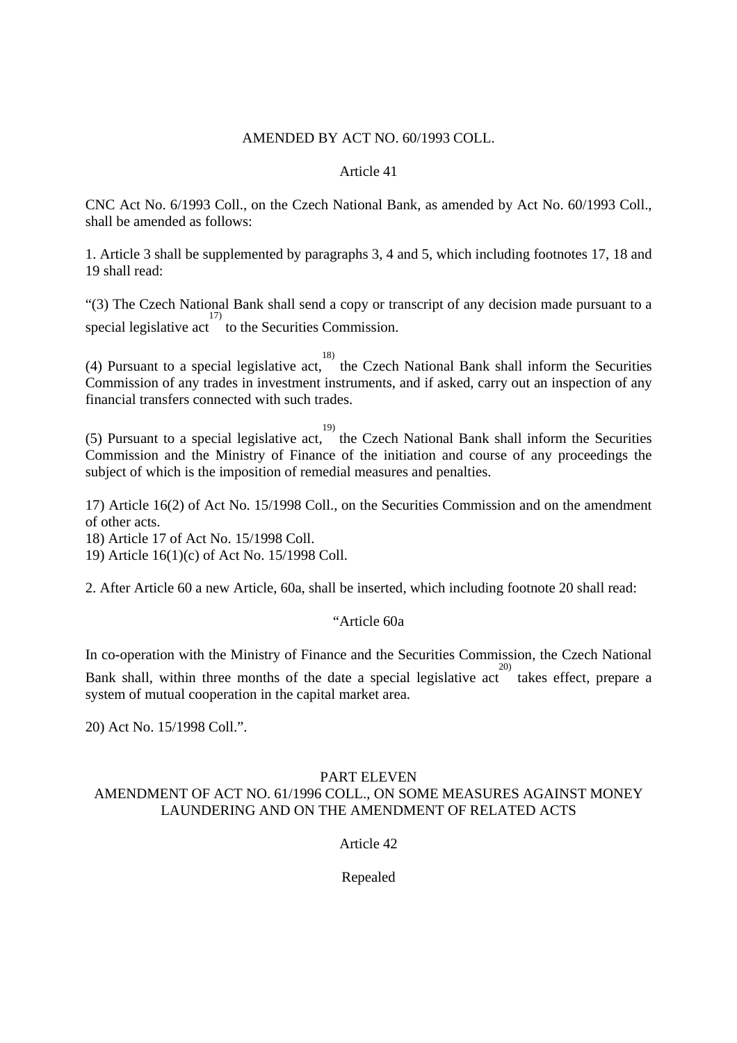AMENDED BY ACT NO. 60/1993 COLL.

Article 41

CNC Act No. 6/1993 Coll., on the Czech National Bank, as amended by Act No. 60/1993 Coll., shall be amended as follows:

1. Article 3 shall be supplemented by paragraphs 3, 4 and 5, which including footnotes 17, 18 and 19 shall read:

"(3) The Czech National Bank shall send a copy or transcript of any decision made pursuant to a special legislative act[17] to the Securities Commission.

(4) Pursuant to a special legislative act,[18] the Czech National Bank shall inform the Securities Commission of any trades in investment instruments, and if asked, carry out an inspection of any financial transfers connected with such trades.

(5) Pursuant to a special legislative act,[19] the Czech National Bank shall inform the Securities Commission and the Ministry of Finance of the initiation and course of any proceedings the subject of which is the imposition of remedial measures and penalties.

17) Article 16(2) of Act No. 15/1998 Coll., on the Securities Commission and on the amendment of other acts.
18) Article 17 of Act No. 15/1998 Coll.
19) Article 16(1)(c) of Act No. 15/1998 Coll.

2. After Article 60 a new Article, 60a, shall be inserted, which including footnote 20 shall read:

"Article 60a

In co-operation with the Ministry of Finance and the Securities Commission, the Czech National Bank shall, within three months of the date a special legislative act[20] takes effect, prepare a system of mutual cooperation in the capital market area.

20) Act No. 15/1998 Coll.".

## PART ELEVEN
## AMENDMENT OF ACT NO. 61/1996 COLL., ON SOME MEASURES AGAINST MONEY LAUNDERING AND ON THE AMENDMENT OF RELATED ACTS

Article 42

Repealed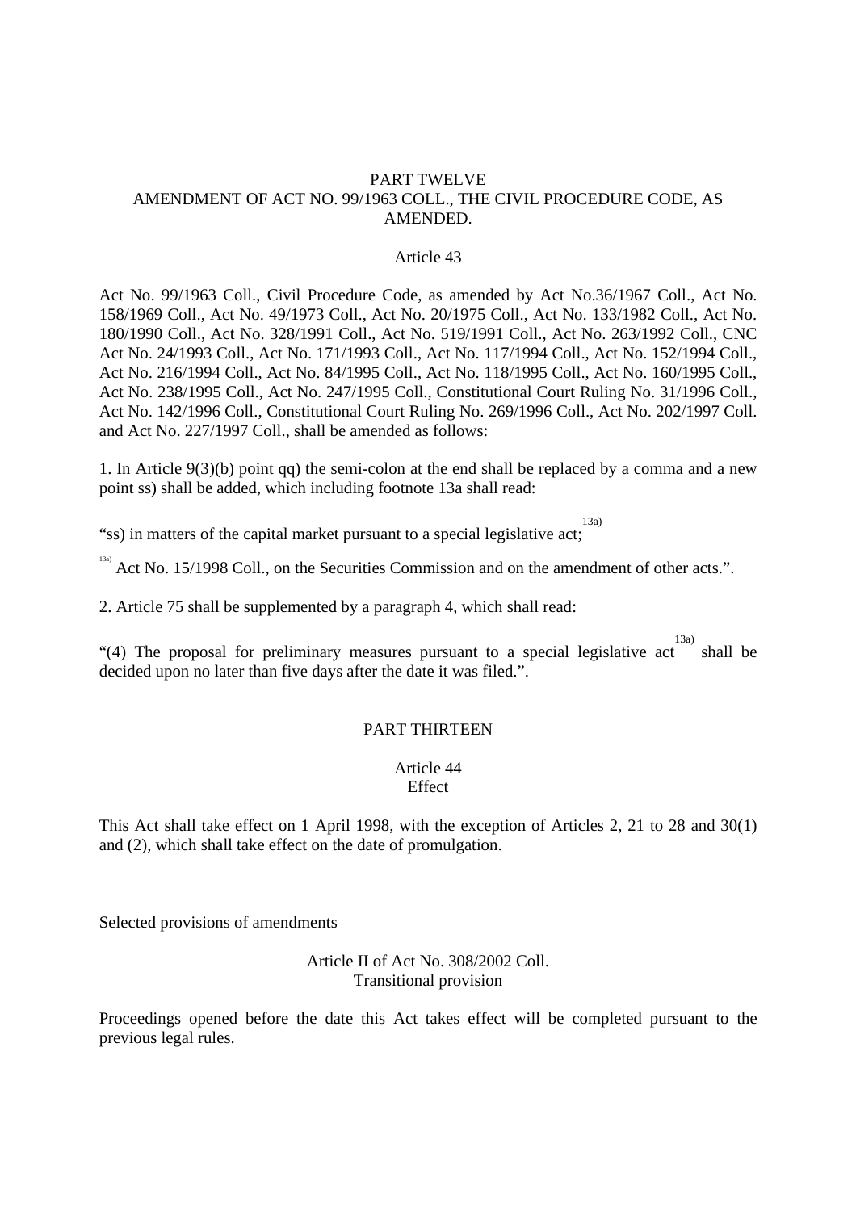PART TWELVE
AMENDMENT OF ACT NO. 99/1963 COLL., THE CIVIL PROCEDURE CODE, AS AMENDED.

Article 43

Act No. 99/1963 Coll., Civil Procedure Code, as amended by Act No.36/1967 Coll., Act No. 158/1969 Coll., Act No. 49/1973 Coll., Act No. 20/1975 Coll., Act No. 133/1982 Coll., Act No. 180/1990 Coll., Act No. 328/1991 Coll., Act No. 519/1991 Coll., Act No. 263/1992 Coll., CNC Act No. 24/1993 Coll., Act No. 171/1993 Coll., Act No. 117/1994 Coll., Act No. 152/1994 Coll., Act No. 216/1994 Coll., Act No. 84/1995 Coll., Act No. 118/1995 Coll., Act No. 160/1995 Coll., Act No. 238/1995 Coll., Act No. 247/1995 Coll., Constitutional Court Ruling No. 31/1996 Coll., Act No. 142/1996 Coll., Constitutional Court Ruling No. 269/1996 Coll., Act No. 202/1997 Coll. and Act No. 227/1997 Coll., shall be amended as follows:

1. In Article 9(3)(b) point qq) the semi-colon at the end shall be replaced by a comma and a new point ss) shall be added, which including footnote 13a shall read:

"ss) in matters of the capital market pursuant to a special legislative act;[13a)]

[13a)] Act No. 15/1998 Coll., on the Securities Commission and on the amendment of other acts.".

2. Article 75 shall be supplemented by a paragraph 4, which shall read:

"(4) The proposal for preliminary measures pursuant to a special legislative act[13a)] shall be decided upon no later than five days after the date it was filed.".

PART THIRTEEN

Article 44
Effect

This Act shall take effect on 1 April 1998, with the exception of Articles 2, 21 to 28 and 30(1) and (2), which shall take effect on the date of promulgation.

Selected provisions of amendments

Article II of Act No. 308/2002 Coll.
Transitional provision

Proceedings opened before the date this Act takes effect will be completed pursuant to the previous legal rules.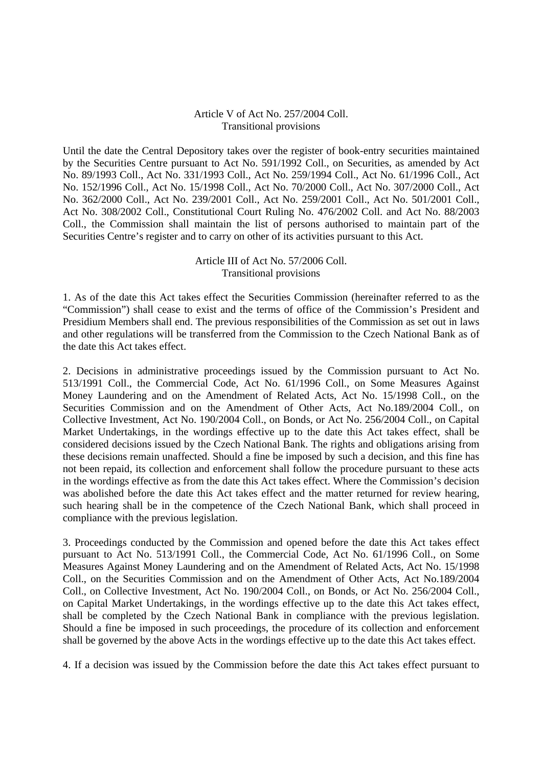Article V of Act No. 257/2004 Coll.
Transitional provisions

Until the date the Central Depository takes over the register of book-entry securities maintained by the Securities Centre pursuant to Act No. 591/1992 Coll., on Securities, as amended by Act No. 89/1993 Coll., Act No. 331/1993 Coll., Act No. 259/1994 Coll., Act No. 61/1996 Coll., Act No. 152/1996 Coll., Act No. 15/1998 Coll., Act No. 70/2000 Coll., Act No. 307/2000 Coll., Act No. 362/2000 Coll., Act No. 239/2001 Coll., Act No. 259/2001 Coll., Act No. 501/2001 Coll., Act No. 308/2002 Coll., Constitutional Court Ruling No. 476/2002 Coll. and Act No. 88/2003 Coll., the Commission shall maintain the list of persons authorised to maintain part of the Securities Centre's register and to carry on other of its activities pursuant to this Act.

Article III of Act No. 57/2006 Coll.
Transitional provisions

1. As of the date this Act takes effect the Securities Commission (hereinafter referred to as the "Commission") shall cease to exist and the terms of office of the Commission's President and Presidium Members shall end. The previous responsibilities of the Commission as set out in laws and other regulations will be transferred from the Commission to the Czech National Bank as of the date this Act takes effect.

2. Decisions in administrative proceedings issued by the Commission pursuant to Act No. 513/1991 Coll., the Commercial Code, Act No. 61/1996 Coll., on Some Measures Against Money Laundering and on the Amendment of Related Acts, Act No. 15/1998 Coll., on the Securities Commission and on the Amendment of Other Acts, Act No.189/2004 Coll., on Collective Investment, Act No. 190/2004 Coll., on Bonds, or Act No. 256/2004 Coll., on Capital Market Undertakings, in the wordings effective up to the date this Act takes effect, shall be considered decisions issued by the Czech National Bank. The rights and obligations arising from these decisions remain unaffected. Should a fine be imposed by such a decision, and this fine has not been repaid, its collection and enforcement shall follow the procedure pursuant to these acts in the wordings effective as from the date this Act takes effect. Where the Commission's decision was abolished before the date this Act takes effect and the matter returned for review hearing, such hearing shall be in the competence of the Czech National Bank, which shall proceed in compliance with the previous legislation.

3. Proceedings conducted by the Commission and opened before the date this Act takes effect pursuant to Act No. 513/1991 Coll., the Commercial Code, Act No. 61/1996 Coll., on Some Measures Against Money Laundering and on the Amendment of Related Acts, Act No. 15/1998 Coll., on the Securities Commission and on the Amendment of Other Acts, Act No.189/2004 Coll., on Collective Investment, Act No. 190/2004 Coll., on Bonds, or Act No. 256/2004 Coll., on Capital Market Undertakings, in the wordings effective up to the date this Act takes effect, shall be completed by the Czech National Bank in compliance with the previous legislation. Should a fine be imposed in such proceedings, the procedure of its collection and enforcement shall be governed by the above Acts in the wordings effective up to the date this Act takes effect.

4. If a decision was issued by the Commission before the date this Act takes effect pursuant to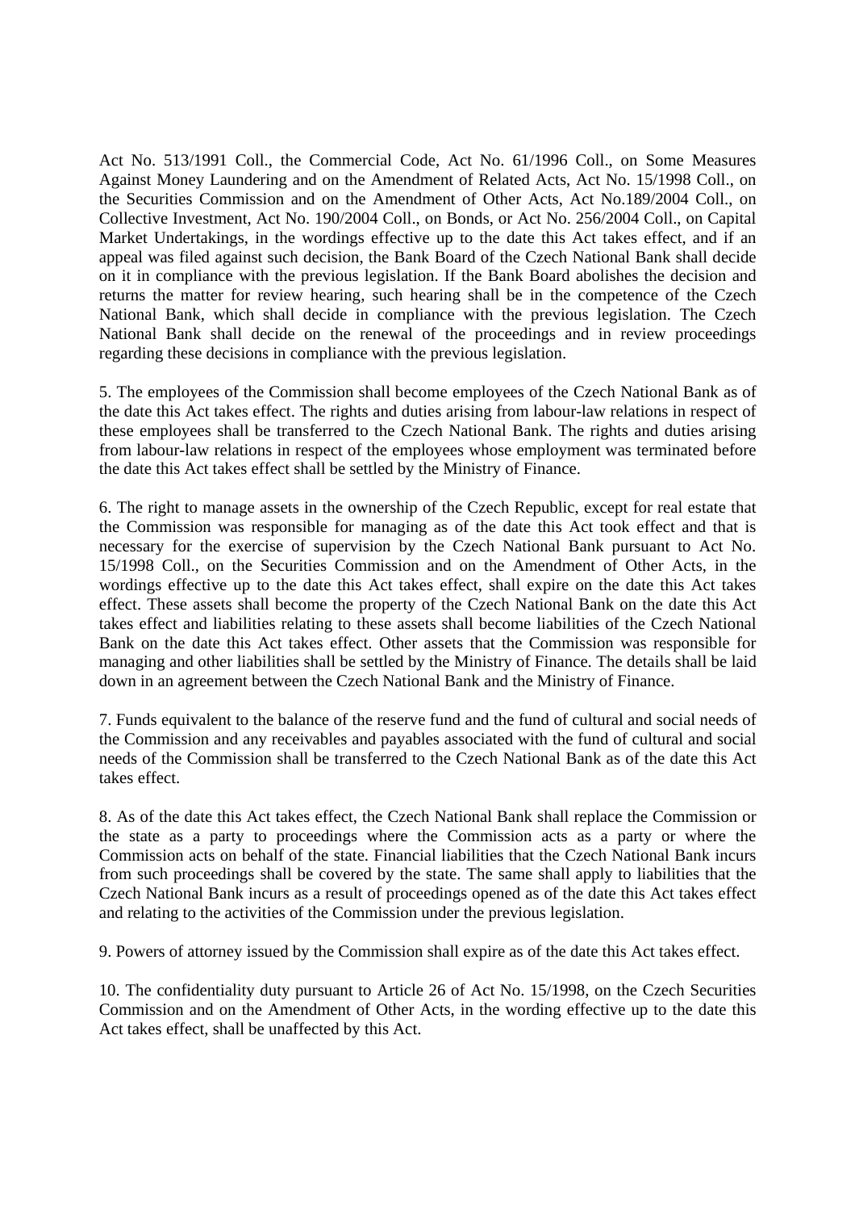Act No. 513/1991 Coll., the Commercial Code, Act No. 61/1996 Coll., on Some Measures Against Money Laundering and on the Amendment of Related Acts, Act No. 15/1998 Coll., on the Securities Commission and on the Amendment of Other Acts, Act No.189/2004 Coll., on Collective Investment, Act No. 190/2004 Coll., on Bonds, or Act No. 256/2004 Coll., on Capital Market Undertakings, in the wordings effective up to the date this Act takes effect, and if an appeal was filed against such decision, the Bank Board of the Czech National Bank shall decide on it in compliance with the previous legislation. If the Bank Board abolishes the decision and returns the matter for review hearing, such hearing shall be in the competence of the Czech National Bank, which shall decide in compliance with the previous legislation. The Czech National Bank shall decide on the renewal of the proceedings and in review proceedings regarding these decisions in compliance with the previous legislation.

5. The employees of the Commission shall become employees of the Czech National Bank as of the date this Act takes effect. The rights and duties arising from labour-law relations in respect of these employees shall be transferred to the Czech National Bank. The rights and duties arising from labour-law relations in respect of the employees whose employment was terminated before the date this Act takes effect shall be settled by the Ministry of Finance.

6. The right to manage assets in the ownership of the Czech Republic, except for real estate that the Commission was responsible for managing as of the date this Act took effect and that is necessary for the exercise of supervision by the Czech National Bank pursuant to Act No. 15/1998 Coll., on the Securities Commission and on the Amendment of Other Acts, in the wordings effective up to the date this Act takes effect, shall expire on the date this Act takes effect. These assets shall become the property of the Czech National Bank on the date this Act takes effect and liabilities relating to these assets shall become liabilities of the Czech National Bank on the date this Act takes effect. Other assets that the Commission was responsible for managing and other liabilities shall be settled by the Ministry of Finance. The details shall be laid down in an agreement between the Czech National Bank and the Ministry of Finance.

7. Funds equivalent to the balance of the reserve fund and the fund of cultural and social needs of the Commission and any receivables and payables associated with the fund of cultural and social needs of the Commission shall be transferred to the Czech National Bank as of the date this Act takes effect.

8. As of the date this Act takes effect, the Czech National Bank shall replace the Commission or the state as a party to proceedings where the Commission acts as a party or where the Commission acts on behalf of the state. Financial liabilities that the Czech National Bank incurs from such proceedings shall be covered by the state. The same shall apply to liabilities that the Czech National Bank incurs as a result of proceedings opened as of the date this Act takes effect and relating to the activities of the Commission under the previous legislation.

9. Powers of attorney issued by the Commission shall expire as of the date this Act takes effect.

10. The confidentiality duty pursuant to Article 26 of Act No. 15/1998, on the Czech Securities Commission and on the Amendment of Other Acts, in the wording effective up to the date this Act takes effect, shall be unaffected by this Act.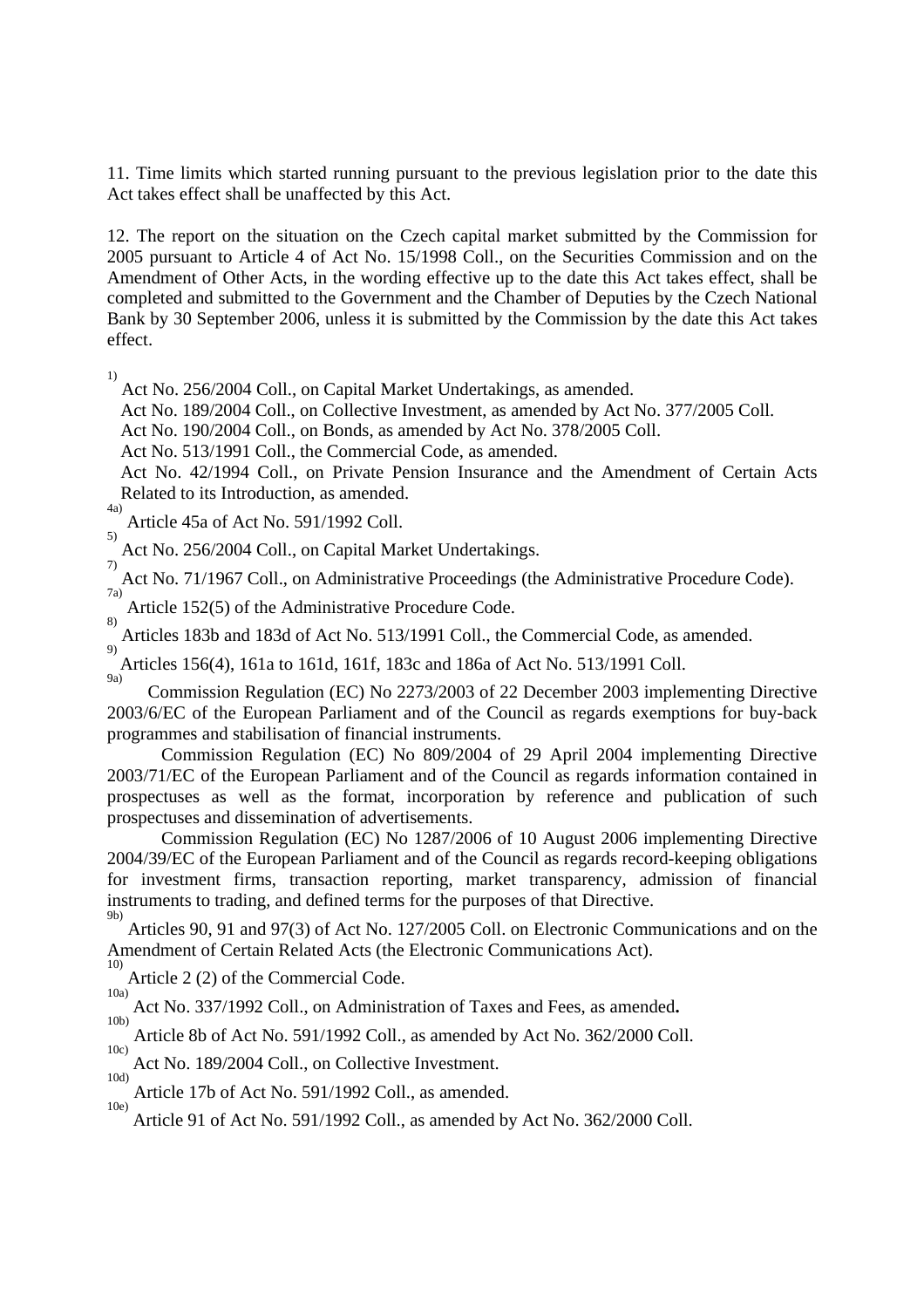11. Time limits which started running pursuant to the previous legislation prior to the date this Act takes effect shall be unaffected by this Act.

12. The report on the situation on the Czech capital market submitted by the Commission for 2005 pursuant to Article 4 of Act No. 15/1998 Coll., on the Securities Commission and on the Amendment of Other Acts, in the wording effective up to the date this Act takes effect, shall be completed and submitted to the Government and the Chamber of Deputies by the Czech National Bank by 30 September 2006, unless it is submitted by the Commission by the date this Act takes effect.

[1)] Act No. 256/2004 Coll., on Capital Market Undertakings, as amended.

Act No. 189/2004 Coll., on Collective Investment, as amended by Act No. 377/2005 Coll.

Act No. 190/2004 Coll., on Bonds, as amended by Act No. 378/2005 Coll.

Act No. 513/1991 Coll., the Commercial Code, as amended.

Act No. 42/1994 Coll., on Private Pension Insurance and the Amendment of Certain Acts Related to its Introduction, as amended.

[4a)] Article 45a of Act No. 591/1992 Coll.

[5)] Act No. 256/2004 Coll., on Capital Market Undertakings.

[7)] Act No. 71/1967 Coll., on Administrative Proceedings (the Administrative Procedure Code).

[7a)] Article 152(5) of the Administrative Procedure Code.

[8)] Articles 183b and 183d of Act No. 513/1991 Coll., the Commercial Code, as amended.

[9)] Articles 156(4), 161a to 161d, 161f, 183c and 186a of Act No. 513/1991 Coll.

[9a)] Commission Regulation (EC) No 2273/2003 of 22 December 2003 implementing Directive 2003/6/EC of the European Parliament and of the Council as regards exemptions for buy-back programmes and stabilisation of financial instruments.

Commission Regulation (EC) No 809/2004 of 29 April 2004 implementing Directive 2003/71/EC of the European Parliament and of the Council as regards information contained in prospectuses as well as the format, incorporation by reference and publication of such prospectuses and dissemination of advertisements.

Commission Regulation (EC) No 1287/2006 of 10 August 2006 implementing Directive 2004/39/EC of the European Parliament and of the Council as regards record-keeping obligations for investment firms, transaction reporting, market transparency, admission of financial instruments to trading, and defined terms for the purposes of that Directive.

[9b)] Articles 90, 91 and 97(3) of Act No. 127/2005 Coll. on Electronic Communications and on the Amendment of Certain Related Acts (the Electronic Communications Act).

[10)] Article 2 (2) of the Commercial Code.

[10a)] Act No. 337/1992 Coll., on Administration of Taxes and Fees, as amended**.**

[10b)] Article 8b of Act No. 591/1992 Coll., as amended by Act No. 362/2000 Coll.

[10c)] Act No. 189/2004 Coll., on Collective Investment.

[10d)] Article 17b of Act No. 591/1992 Coll., as amended.

[10e)] Article 91 of Act No. 591/1992 Coll., as amended by Act No. 362/2000 Coll.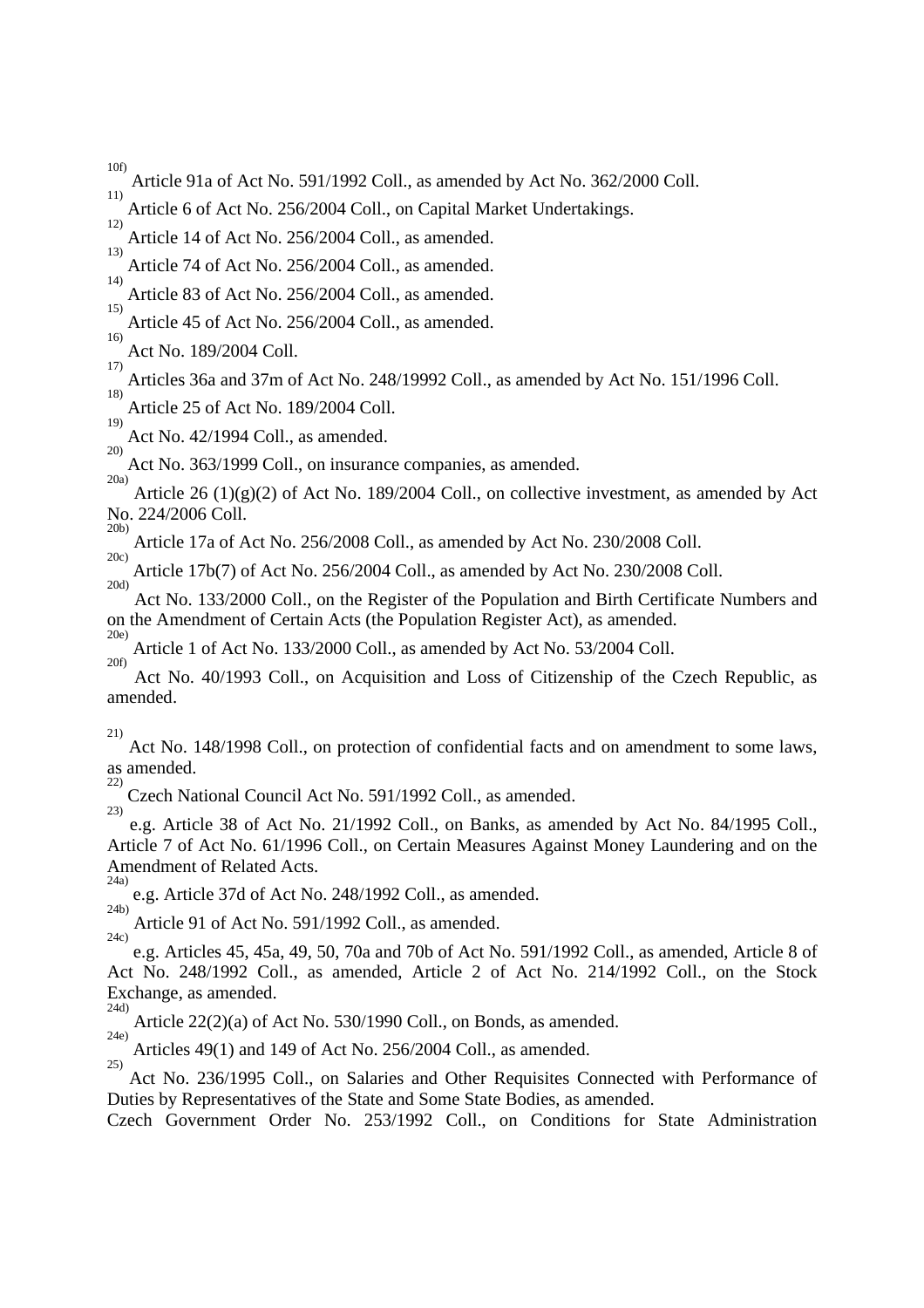[10f] Article 91a of Act No. 591/1992 Coll., as amended by Act No. 362/2000 Coll.

[11] Article 6 of Act No. 256/2004 Coll., on Capital Market Undertakings.

[12] Article 14 of Act No. 256/2004 Coll., as amended.

[13] Article 74 of Act No. 256/2004 Coll., as amended.

[14] Article 83 of Act No. 256/2004 Coll., as amended.

[15] Article 45 of Act No. 256/2004 Coll., as amended.

[16] Act No. 189/2004 Coll.

[17] Articles 36a and 37m of Act No. 248/19992 Coll., as amended by Act No. 151/1996 Coll.

[18] Article 25 of Act No. 189/2004 Coll.

[19] Act No. 42/1994 Coll., as amended.

[20] Act No. 363/1999 Coll., on insurance companies, as amended.

[20a] Article 26 (1)(g)(2) of Act No. 189/2004 Coll., on collective investment, as amended by Act No. 224/2006 Coll.

[20b] Article 17a of Act No. 256/2008 Coll., as amended by Act No. 230/2008 Coll.

[20c] Article 17b(7) of Act No. 256/2004 Coll., as amended by Act No. 230/2008 Coll.

[20d] Act No. 133/2000 Coll., on the Register of the Population and Birth Certificate Numbers and on the Amendment of Certain Acts (the Population Register Act), as amended.

[20e] Article 1 of Act No. 133/2000 Coll., as amended by Act No. 53/2004 Coll.

[20f] Act No. 40/1993 Coll., on Acquisition and Loss of Citizenship of the Czech Republic, as amended.

[21] Act No. 148/1998 Coll., on protection of confidential facts and on amendment to some laws, as amended.

[22] Czech National Council Act No. 591/1992 Coll., as amended.

[23] e.g. Article 38 of Act No. 21/1992 Coll., on Banks, as amended by Act No. 84/1995 Coll., Article 7 of Act No. 61/1996 Coll., on Certain Measures Against Money Laundering and on the Amendment of Related Acts.

[24a] e.g. Article 37d of Act No. 248/1992 Coll., as amended.

[24b] Article 91 of Act No. 591/1992 Coll., as amended.

[24c] e.g. Articles 45, 45a, 49, 50, 70a and 70b of Act No. 591/1992 Coll., as amended, Article 8 of Act No. 248/1992 Coll., as amended, Article 2 of Act No. 214/1992 Coll., on the Stock Exchange, as amended.

[24d] Article 22(2)(a) of Act No. 530/1990 Coll., on Bonds, as amended.

[24e] Articles 49(1) and 149 of Act No. 256/2004 Coll., as amended.

[25] Act No. 236/1995 Coll., on Salaries and Other Requisites Connected with Performance of Duties by Representatives of the State and Some State Bodies, as amended.

Czech Government Order No. 253/1992 Coll., on Conditions for State Administration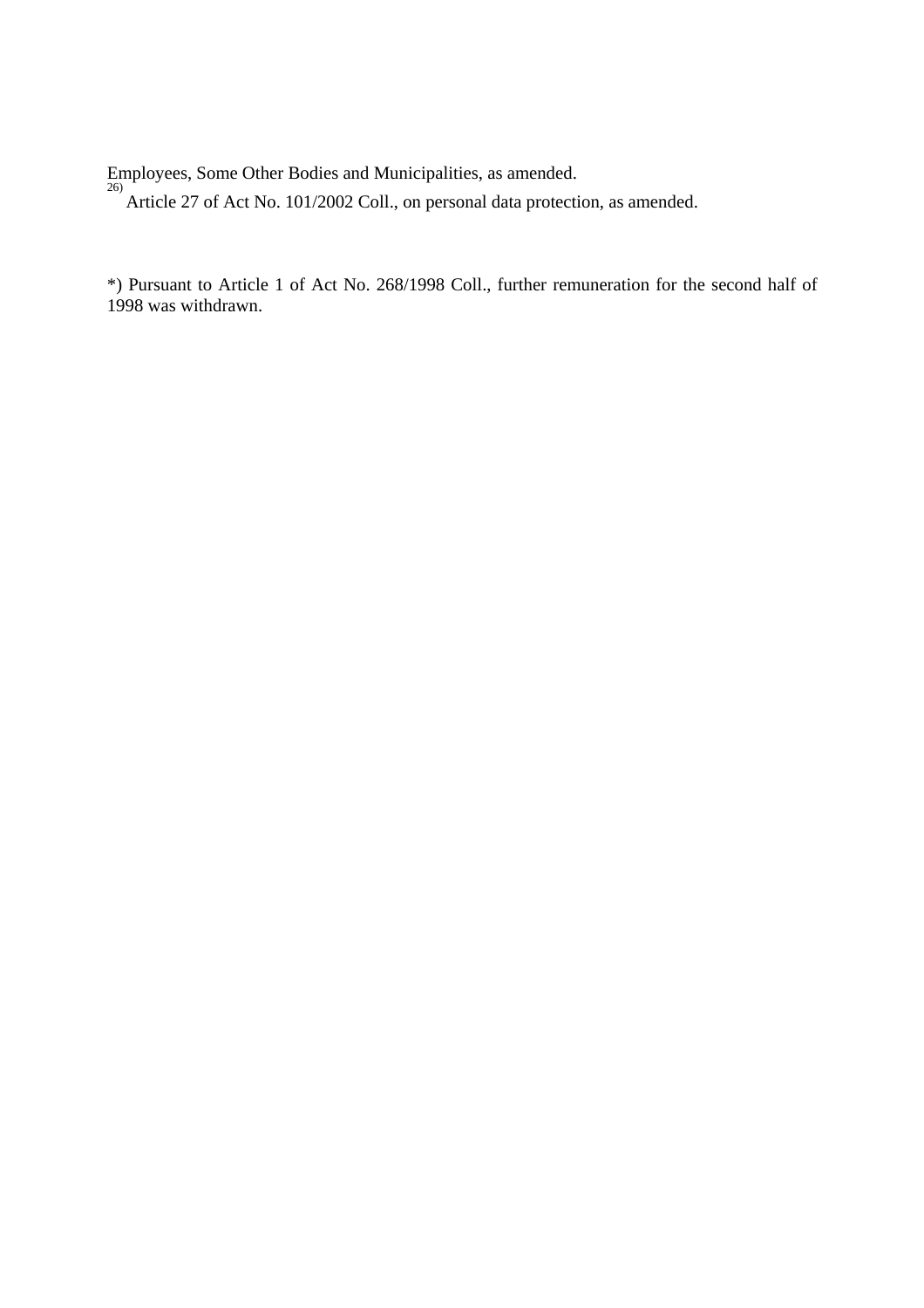Employees, Some Other Bodies and Municipalities, as amended.

[26] Article 27 of Act No. 101/2002 Coll., on personal data protection, as amended.

*) Pursuant to Article 1 of Act No. 268/1998 Coll., further remuneration for the second half of 1998 was withdrawn.